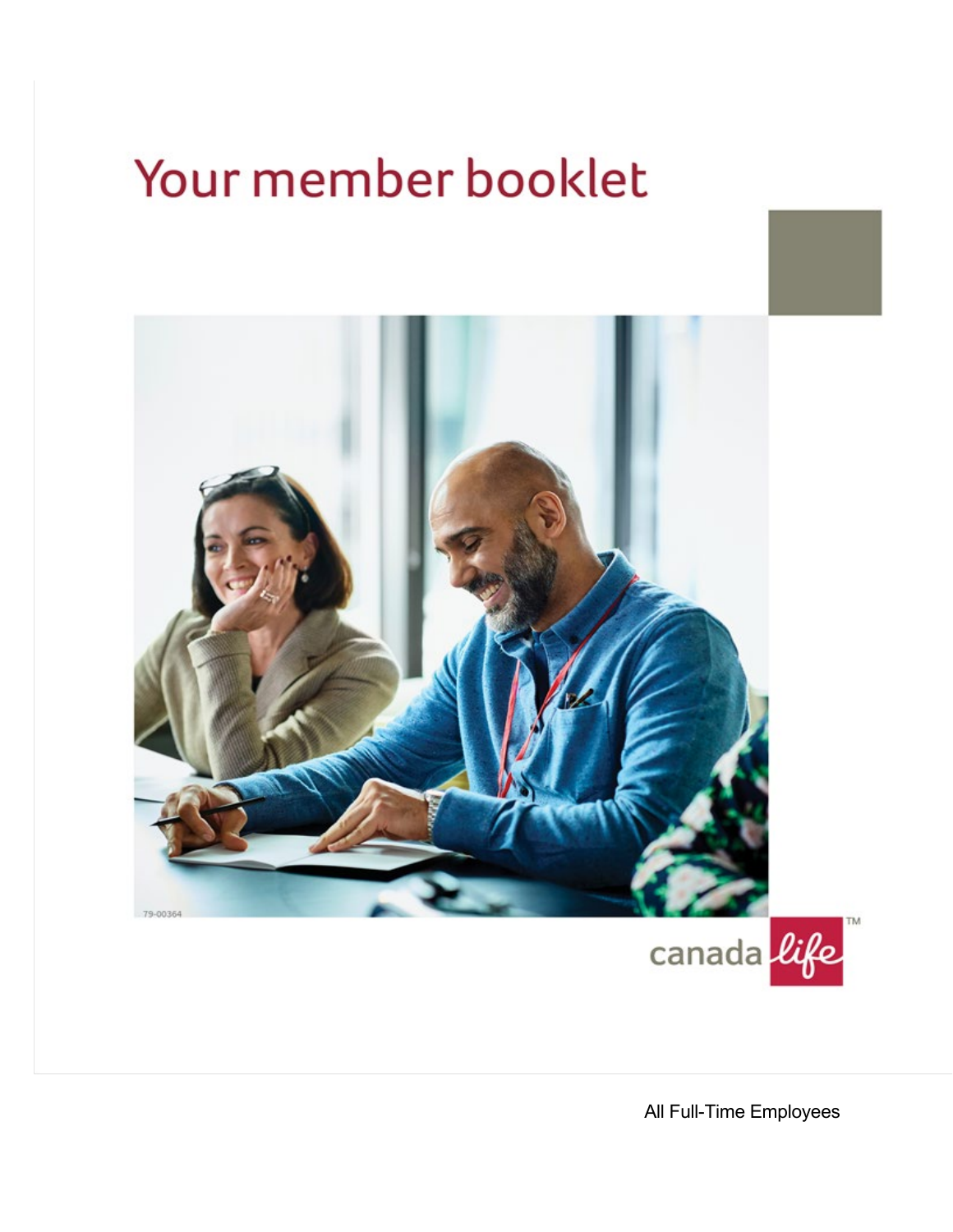# Your member booklet

79-00364

canada life™

All Full-Time Employees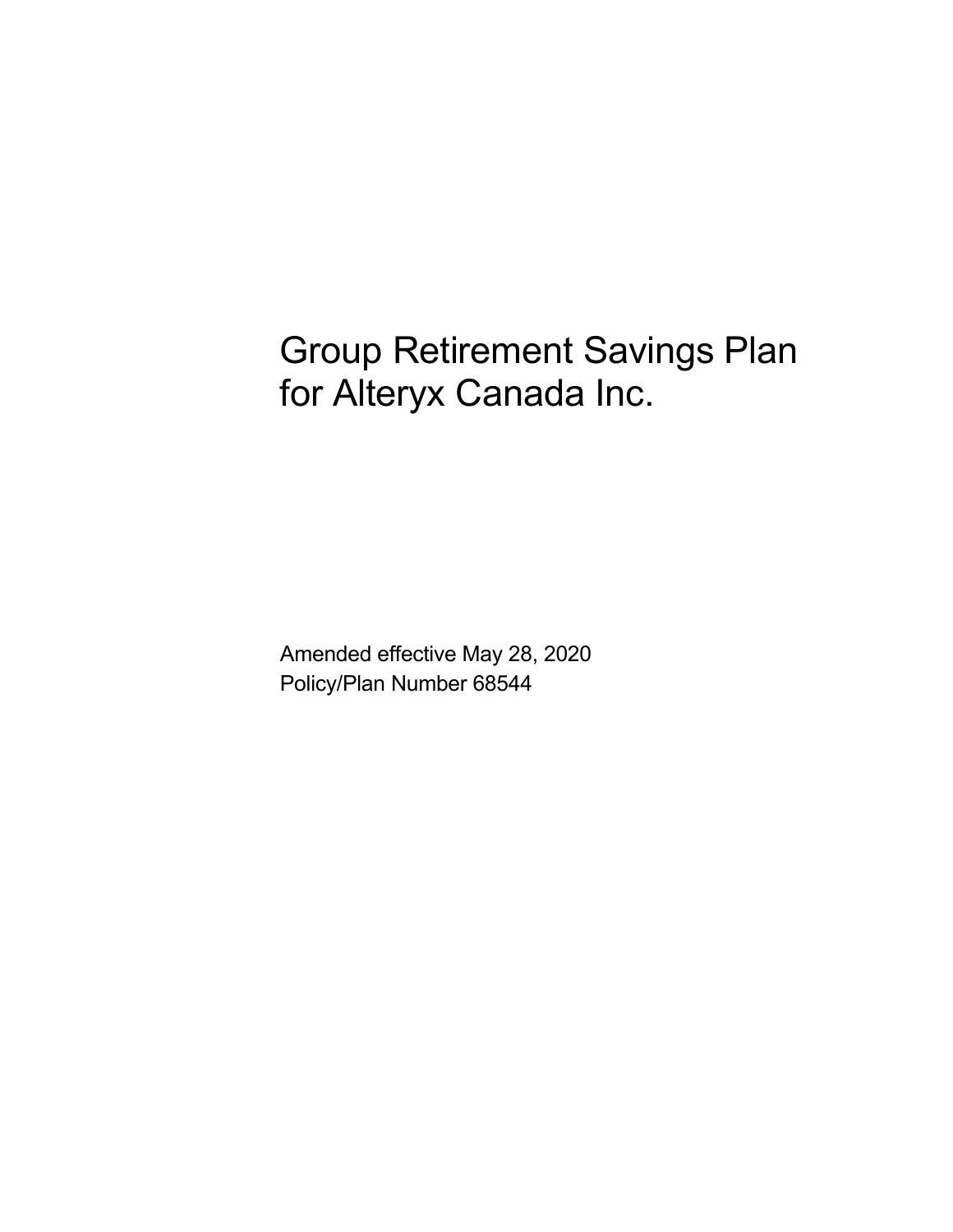# Group Retirement Savings Plan for Alteryx Canada Inc.

Amended effective May 28, 2020
Policy/Plan Number 68544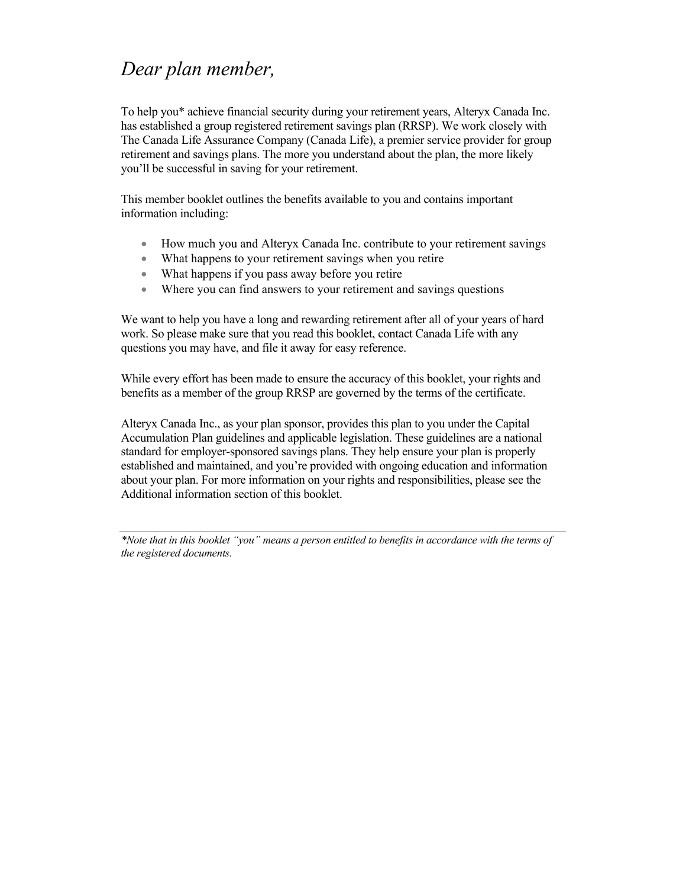# *Dear plan member,*

To help you* achieve financial security during your retirement years, Alteryx Canada Inc. has established a group registered retirement savings plan (RRSP). We work closely with The Canada Life Assurance Company (Canada Life), a premier service provider for group retirement and savings plans. The more you understand about the plan, the more likely you'll be successful in saving for your retirement.

This member booklet outlines the benefits available to you and contains important information including:

- How much you and Alteryx Canada Inc. contribute to your retirement savings
- What happens to your retirement savings when you retire
- What happens if you pass away before you retire
- Where you can find answers to your retirement and savings questions

We want to help you have a long and rewarding retirement after all of your years of hard work. So please make sure that you read this booklet, contact Canada Life with any questions you may have, and file it away for easy reference.

While every effort has been made to ensure the accuracy of this booklet, your rights and benefits as a member of the group RRSP are governed by the terms of the certificate.

Alteryx Canada Inc., as your plan sponsor, provides this plan to you under the Capital Accumulation Plan guidelines and applicable legislation. These guidelines are a national standard for employer-sponsored savings plans. They help ensure your plan is properly established and maintained, and you're provided with ongoing education and information about your plan. For more information on your rights and responsibilities, please see the Additional information section of this booklet.

---

*\*Note that in this booklet "you" means a person entitled to benefits in accordance with the terms of the registered documents.*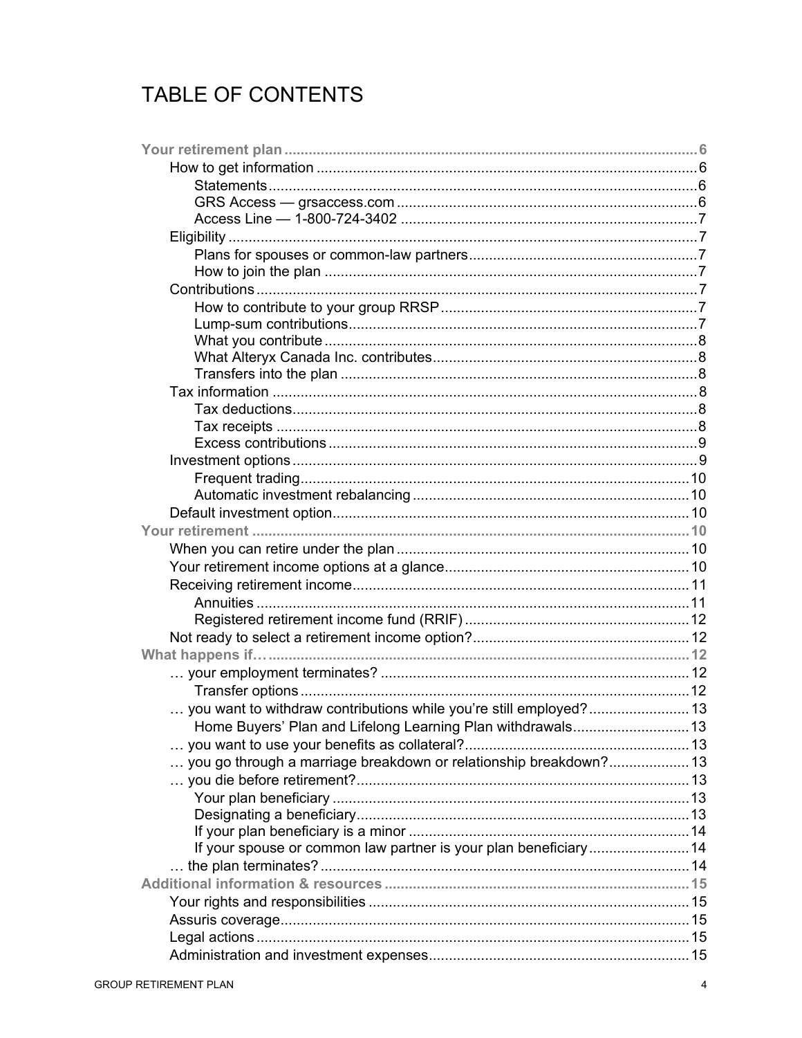# TABLE OF CONTENTS

- **Your retirement plan** ..... 6
  - How to get information ..... 6
    - Statements ..... 6
    - GRS Access — grsaccess.com ..... 6
    - Access Line — 1-800-724-3402 ..... 7
  - Eligibility ..... 7
    - Plans for spouses or common-law partners ..... 7
    - How to join the plan ..... 7
  - Contributions ..... 7
    - How to contribute to your group RRSP ..... 7
    - Lump-sum contributions ..... 7
    - What you contribute ..... 8
    - What Alteryx Canada Inc. contributes ..... 8
    - Transfers into the plan ..... 8
  - Tax information ..... 8
    - Tax deductions ..... 8
    - Tax receipts ..... 8
    - Excess contributions ..... 9
  - Investment options ..... 9
    - Frequent trading ..... 10
    - Automatic investment rebalancing ..... 10
  - Default investment option ..... 10
- **Your retirement** ..... 10
  - When you can retire under the plan ..... 10
  - Your retirement income options at a glance ..... 10
  - Receiving retirement income ..... 11
    - Annuities ..... 11
    - Registered retirement income fund (RRIF) ..... 12
  - Not ready to select a retirement income option? ..... 12
- **What happens if…** ..... 12
  - … your employment terminates? ..... 12
    - Transfer options ..... 12
  - … you want to withdraw contributions while you're still employed? ..... 13
    - Home Buyers' Plan and Lifelong Learning Plan withdrawals ..... 13
  - … you want to use your benefits as collateral? ..... 13
  - … you go through a marriage breakdown or relationship breakdown? ..... 13
  - … you die before retirement? ..... 13
    - Your plan beneficiary ..... 13
    - Designating a beneficiary ..... 13
    - If your plan beneficiary is a minor ..... 14
    - If your spouse or common law partner is your plan beneficiary ..... 14
  - … the plan terminates? ..... 14
- **Additional information & resources** ..... 15
  - Your rights and responsibilities ..... 15
  - Assuris coverage ..... 15
  - Legal actions ..... 15
  - Administration and investment expenses ..... 15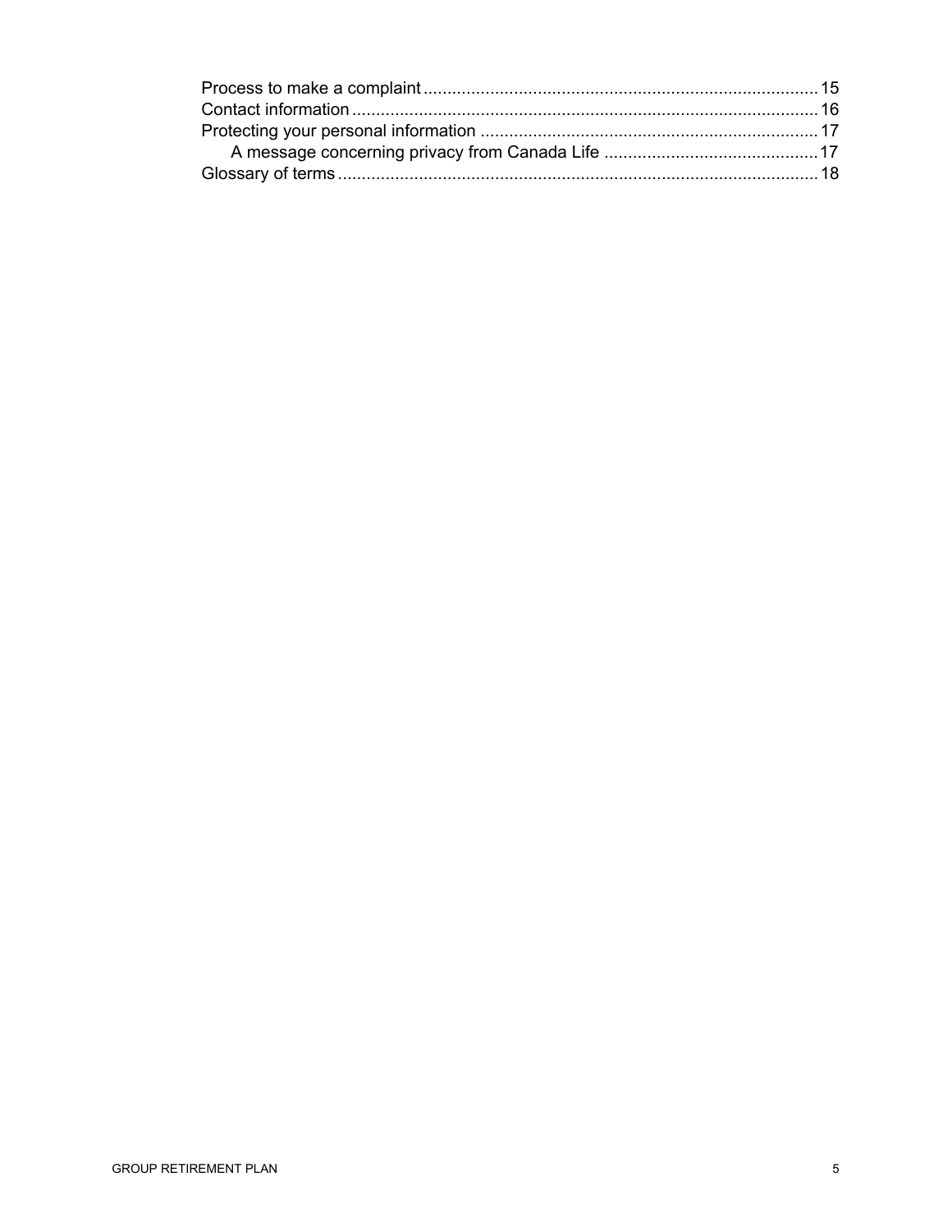- Process to make a complaint ... 15
- Contact information ... 16
- Protecting your personal information ... 17
  - A message concerning privacy from Canada Life ... 17
- Glossary of terms ... 18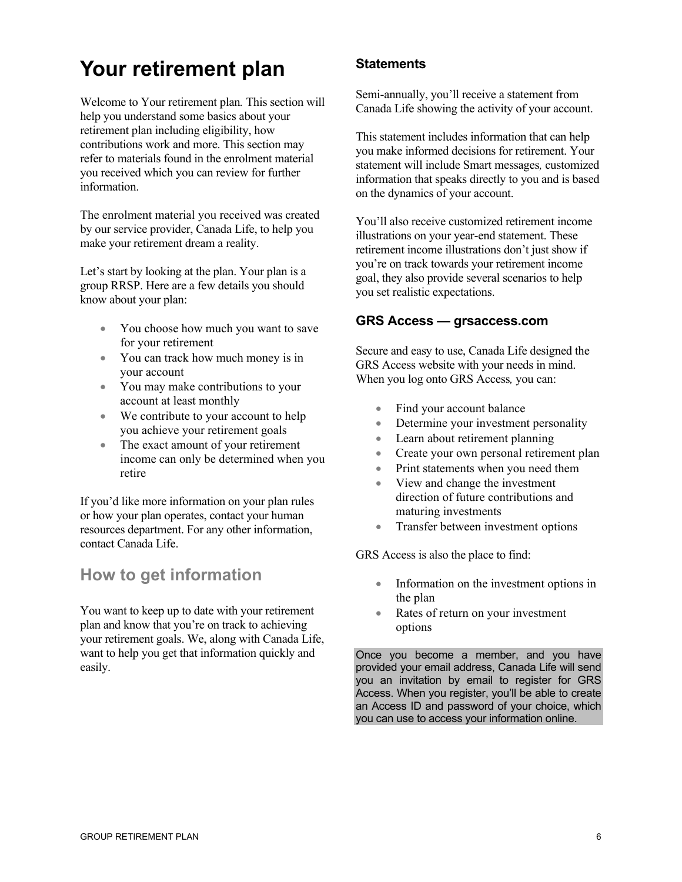# Your retirement plan

Welcome to Your retirement plan*.* This section will help you understand some basics about your retirement plan including eligibility, how contributions work and more. This section may refer to materials found in the enrolment material you received which you can review for further information.

The enrolment material you received was created by our service provider, Canada Life, to help you make your retirement dream a reality.

Let's start by looking at the plan. Your plan is a group RRSP. Here are a few details you should know about your plan:

- You choose how much you want to save for your retirement
- You can track how much money is in your account
- You may make contributions to your account at least monthly
- We contribute to your account to help you achieve your retirement goals
- The exact amount of your retirement income can only be determined when you retire

If you'd like more information on your plan rules or how your plan operates, contact your human resources department. For any other information, contact Canada Life.

## How to get information

You want to keep up to date with your retirement plan and know that you're on track to achieving your retirement goals. We, along with Canada Life, want to help you get that information quickly and easily.

### Statements

Semi-annually, you'll receive a statement from Canada Life showing the activity of your account.

This statement includes information that can help you make informed decisions for retirement. Your statement will include Smart messages*,* customized information that speaks directly to you and is based on the dynamics of your account.

You'll also receive customized retirement income illustrations on your year-end statement. These retirement income illustrations don't just show if you're on track towards your retirement income goal, they also provide several scenarios to help you set realistic expectations.

### GRS Access — grsaccess.com

Secure and easy to use, Canada Life designed the GRS Access website with your needs in mind. When you log onto GRS Access*,* you can:

- Find your account balance
- Determine your investment personality
- Learn about retirement planning
- Create your own personal retirement plan
- Print statements when you need them
- View and change the investment direction of future contributions and maturing investments
- Transfer between investment options

GRS Access is also the place to find:

- Information on the investment options in the plan
- Rates of return on your investment options

Once you become a member, and you have provided your email address, Canada Life will send you an invitation by email to register for GRS Access. When you register, you'll be able to create an Access ID and password of your choice, which you can use to access your information online.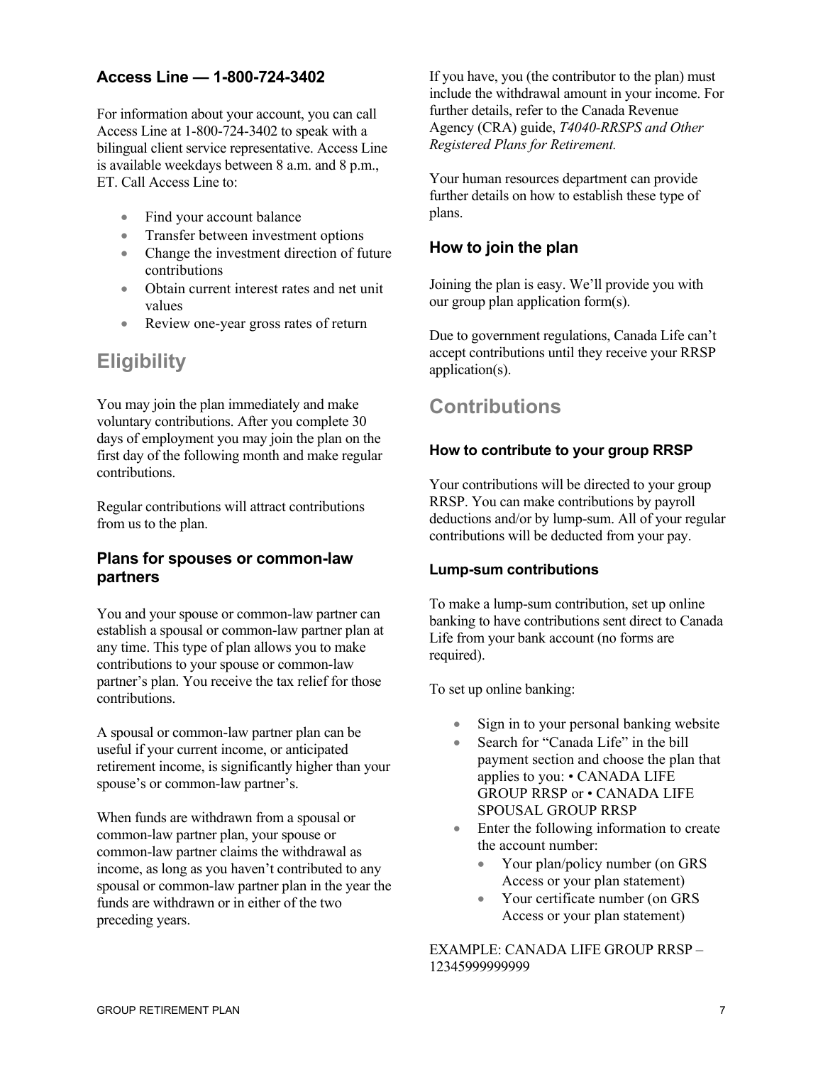### Access Line — 1-800-724-3402

For information about your account, you can call Access Line at 1-800-724-3402 to speak with a bilingual client service representative. Access Line is available weekdays between 8 a.m. and 8 p.m., ET. Call Access Line to:

- Find your account balance
- Transfer between investment options
- Change the investment direction of future contributions
- Obtain current interest rates and net unit values
- Review one-year gross rates of return

## Eligibility

You may join the plan immediately and make voluntary contributions. After you complete 30 days of employment you may join the plan on the first day of the following month and make regular contributions.

Regular contributions will attract contributions from us to the plan.

### Plans for spouses or common-law partners

You and your spouse or common-law partner can establish a spousal or common-law partner plan at any time. This type of plan allows you to make contributions to your spouse or common-law partner's plan. You receive the tax relief for those contributions.

A spousal or common-law partner plan can be useful if your current income, or anticipated retirement income, is significantly higher than your spouse's or common-law partner's.

When funds are withdrawn from a spousal or common-law partner plan, your spouse or common-law partner claims the withdrawal as income, as long as you haven't contributed to any spousal or common-law partner plan in the year the funds are withdrawn or in either of the two preceding years.

If you have, you (the contributor to the plan) must include the withdrawal amount in your income. For further details, refer to the Canada Revenue Agency (CRA) guide, *T4040-RRSPS and Other Registered Plans for Retirement.*

Your human resources department can provide further details on how to establish these type of plans.

### How to join the plan

Joining the plan is easy. We'll provide you with our group plan application form(s).

Due to government regulations, Canada Life can't accept contributions until they receive your RRSP application(s).

## Contributions

#### How to contribute to your group RRSP

Your contributions will be directed to your group RRSP. You can make contributions by payroll deductions and/or by lump-sum. All of your regular contributions will be deducted from your pay.

#### Lump-sum contributions

To make a lump-sum contribution, set up online banking to have contributions sent direct to Canada Life from your bank account (no forms are required).

To set up online banking:

- Sign in to your personal banking website
- Search for "Canada Life" in the bill payment section and choose the plan that applies to you: • CANADA LIFE GROUP RRSP or • CANADA LIFE SPOUSAL GROUP RRSP
- Enter the following information to create the account number:
  - Your plan/policy number (on GRS Access or your plan statement)
  - Your certificate number (on GRS Access or your plan statement)

EXAMPLE: CANADA LIFE GROUP RRSP – 12345999999999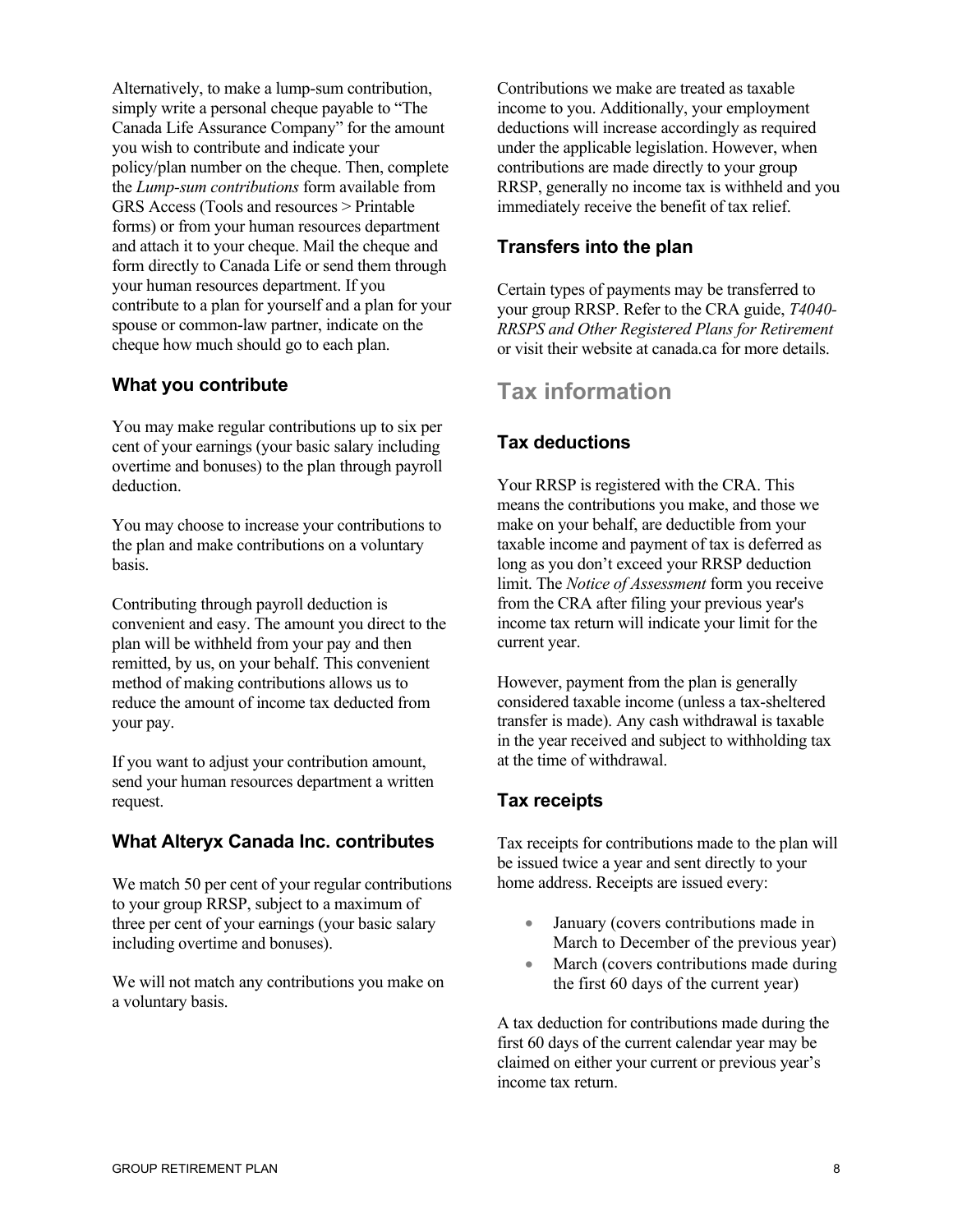Alternatively, to make a lump-sum contribution, simply write a personal cheque payable to "The Canada Life Assurance Company" for the amount you wish to contribute and indicate your policy/plan number on the cheque. Then, complete the *Lump-sum contributions* form available from GRS Access (Tools and resources > Printable forms) or from your human resources department and attach it to your cheque. Mail the cheque and form directly to Canada Life or send them through your human resources department. If you contribute to a plan for yourself and a plan for your spouse or common-law partner, indicate on the cheque how much should go to each plan.

### What you contribute

You may make regular contributions up to six per cent of your earnings (your basic salary including overtime and bonuses) to the plan through payroll deduction.

You may choose to increase your contributions to the plan and make contributions on a voluntary basis.

Contributing through payroll deduction is convenient and easy. The amount you direct to the plan will be withheld from your pay and then remitted, by us, on your behalf. This convenient method of making contributions allows us to reduce the amount of income tax deducted from your pay.

If you want to adjust your contribution amount, send your human resources department a written request.

### What Alteryx Canada Inc. contributes

We match 50 per cent of your regular contributions to your group RRSP, subject to a maximum of three per cent of your earnings (your basic salary including overtime and bonuses).

We will not match any contributions you make on a voluntary basis.

Contributions we make are treated as taxable income to you. Additionally, your employment deductions will increase accordingly as required under the applicable legislation. However, when contributions are made directly to your group RRSP, generally no income tax is withheld and you immediately receive the benefit of tax relief.

### Transfers into the plan

Certain types of payments may be transferred to your group RRSP. Refer to the CRA guide, *T4040-RRSPS and Other Registered Plans for Retirement* or visit their website at canada.ca for more details.

## Tax information

### Tax deductions

Your RRSP is registered with the CRA. This means the contributions you make, and those we make on your behalf, are deductible from your taxable income and payment of tax is deferred as long as you don't exceed your RRSP deduction limit. The *Notice of Assessment* form you receive from the CRA after filing your previous year's income tax return will indicate your limit for the current year.

However, payment from the plan is generally considered taxable income (unless a tax-sheltered transfer is made). Any cash withdrawal is taxable in the year received and subject to withholding tax at the time of withdrawal.

### Tax receipts

Tax receipts for contributions made to the plan will be issued twice a year and sent directly to your home address. Receipts are issued every:

- January (covers contributions made in March to December of the previous year)
- March (covers contributions made during the first 60 days of the current year)

A tax deduction for contributions made during the first 60 days of the current calendar year may be claimed on either your current or previous year's income tax return.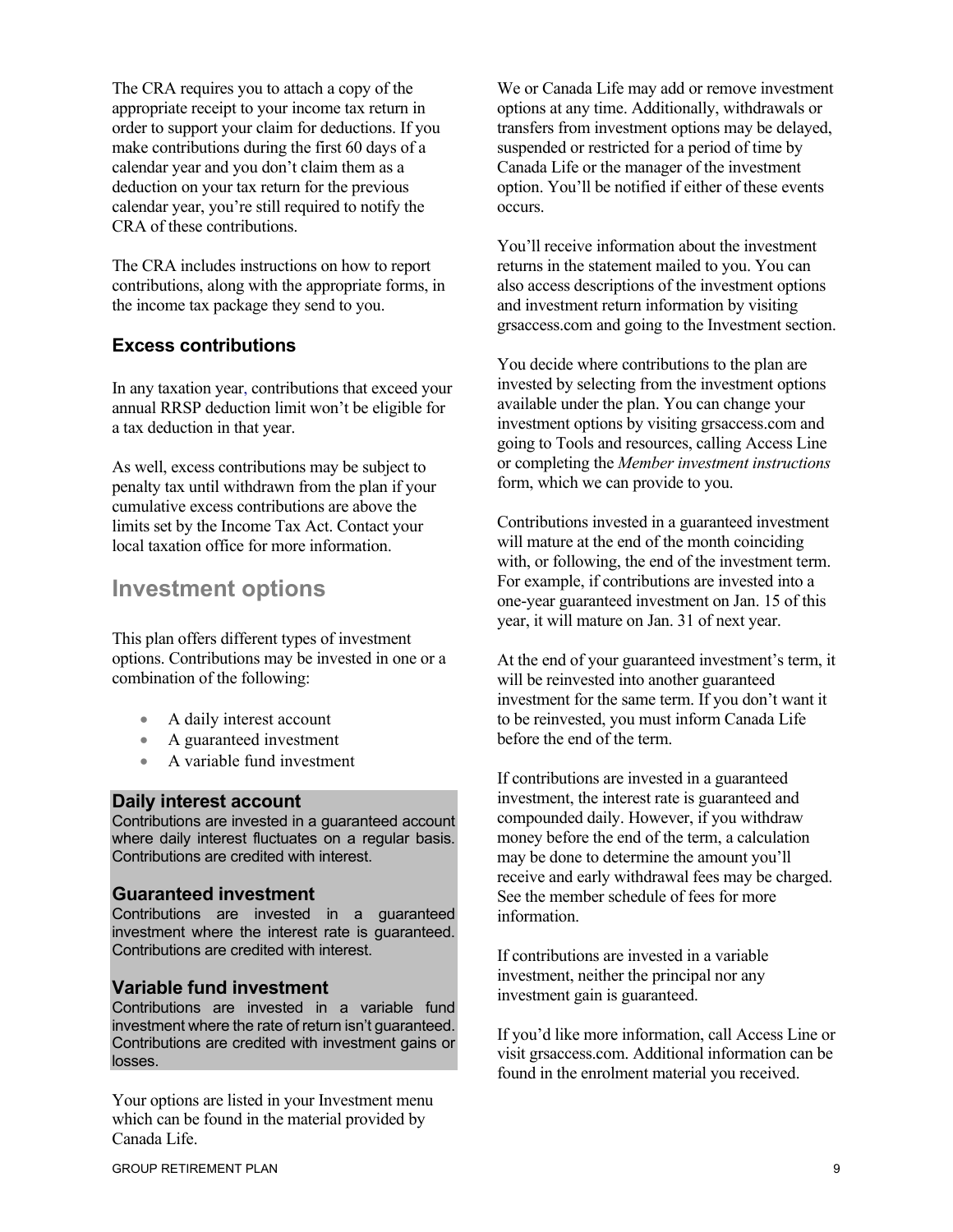The CRA requires you to attach a copy of the appropriate receipt to your income tax return in order to support your claim for deductions. If you make contributions during the first 60 days of a calendar year and you don't claim them as a deduction on your tax return for the previous calendar year, you're still required to notify the CRA of these contributions.

The CRA includes instructions on how to report contributions, along with the appropriate forms, in the income tax package they send to you.

### Excess contributions

In any taxation year, contributions that exceed your annual RRSP deduction limit won't be eligible for a tax deduction in that year.

As well, excess contributions may be subject to penalty tax until withdrawn from the plan if your cumulative excess contributions are above the limits set by the Income Tax Act. Contact your local taxation office for more information.

## Investment options

This plan offers different types of investment options. Contributions may be invested in one or a combination of the following:

- A daily interest account
- A guaranteed investment
- A variable fund investment

### Daily interest account

Contributions are invested in a guaranteed account where daily interest fluctuates on a regular basis. Contributions are credited with interest.

### Guaranteed investment

Contributions are invested in a guaranteed investment where the interest rate is guaranteed. Contributions are credited with interest.

### Variable fund investment

Contributions are invested in a variable fund investment where the rate of return isn't guaranteed. Contributions are credited with investment gains or losses.

Your options are listed in your Investment menu which can be found in the material provided by Canada Life.

We or Canada Life may add or remove investment options at any time. Additionally, withdrawals or transfers from investment options may be delayed, suspended or restricted for a period of time by Canada Life or the manager of the investment option. You'll be notified if either of these events occurs.

You'll receive information about the investment returns in the statement mailed to you. You can also access descriptions of the investment options and investment return information by visiting grsaccess.com and going to the Investment section.

You decide where contributions to the plan are invested by selecting from the investment options available under the plan. You can change your investment options by visiting grsaccess.com and going to Tools and resources, calling Access Line or completing the *Member investment instructions* form, which we can provide to you.

Contributions invested in a guaranteed investment will mature at the end of the month coinciding with, or following, the end of the investment term. For example, if contributions are invested into a one-year guaranteed investment on Jan. 15 of this year, it will mature on Jan. 31 of next year.

At the end of your guaranteed investment's term, it will be reinvested into another guaranteed investment for the same term. If you don't want it to be reinvested, you must inform Canada Life before the end of the term.

If contributions are invested in a guaranteed investment, the interest rate is guaranteed and compounded daily. However, if you withdraw money before the end of the term, a calculation may be done to determine the amount you'll receive and early withdrawal fees may be charged. See the member schedule of fees for more information.

If contributions are invested in a variable investment, neither the principal nor any investment gain is guaranteed.

If you'd like more information, call Access Line or visit grsaccess.com. Additional information can be found in the enrolment material you received.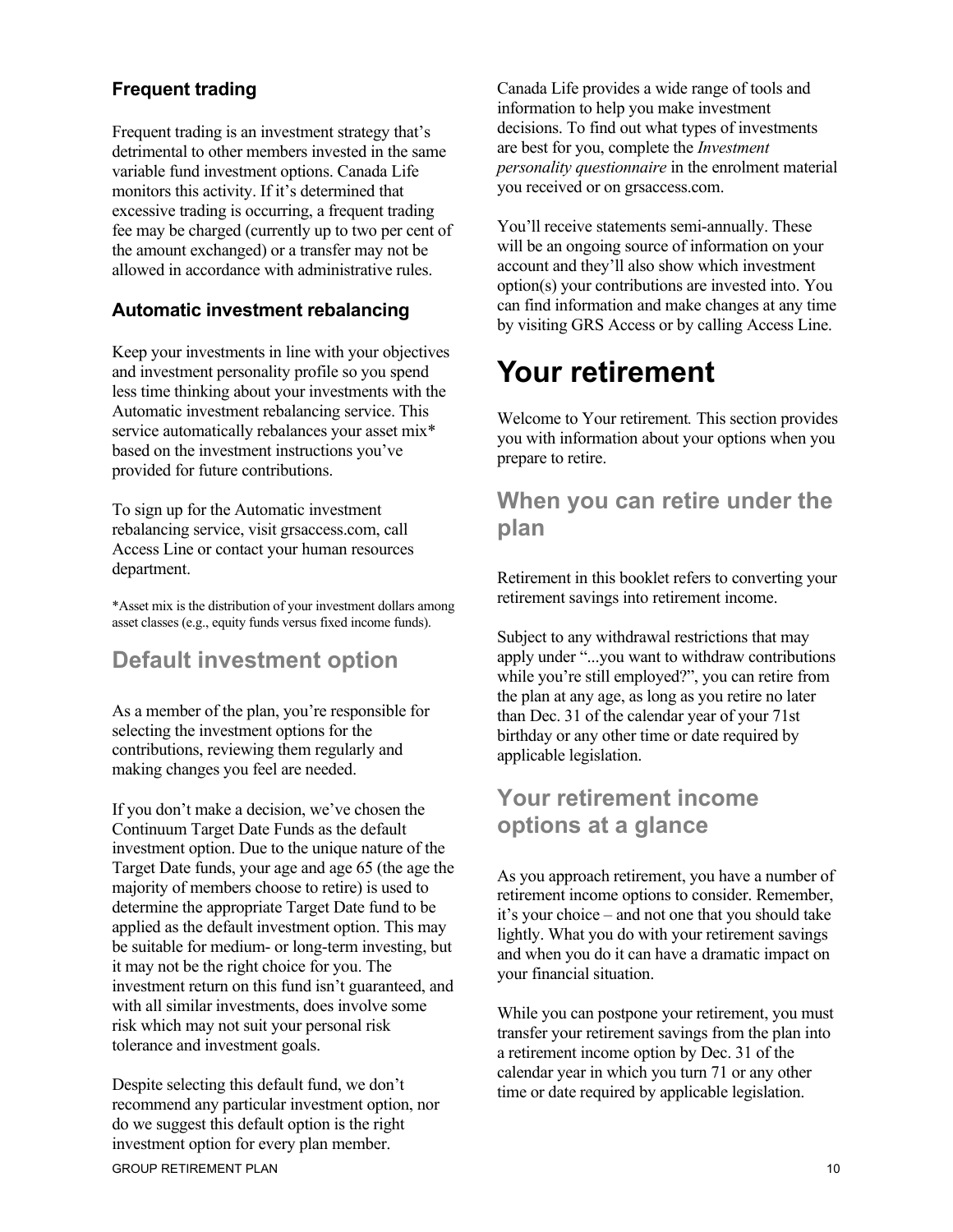### Frequent trading

Frequent trading is an investment strategy that's detrimental to other members invested in the same variable fund investment options. Canada Life monitors this activity. If it's determined that excessive trading is occurring, a frequent trading fee may be charged (currently up to two per cent of the amount exchanged) or a transfer may not be allowed in accordance with administrative rules.

### Automatic investment rebalancing

Keep your investments in line with your objectives and investment personality profile so you spend less time thinking about your investments with the Automatic investment rebalancing service. This service automatically rebalances your asset mix* based on the investment instructions you've provided for future contributions.

To sign up for the Automatic investment rebalancing service, visit grsaccess.com, call Access Line or contact your human resources department.

*Asset mix is the distribution of your investment dollars among asset classes (e.g., equity funds versus fixed income funds).

## Default investment option

As a member of the plan, you're responsible for selecting the investment options for the contributions, reviewing them regularly and making changes you feel are needed.

If you don't make a decision, we've chosen the Continuum Target Date Funds as the default investment option. Due to the unique nature of the Target Date funds, your age and age 65 (the age the majority of members choose to retire) is used to determine the appropriate Target Date fund to be applied as the default investment option. This may be suitable for medium- or long-term investing, but it may not be the right choice for you. The investment return on this fund isn't guaranteed, and with all similar investments, does involve some risk which may not suit your personal risk tolerance and investment goals.

Despite selecting this default fund, we don't recommend any particular investment option, nor do we suggest this default option is the right investment option for every plan member.

Canada Life provides a wide range of tools and information to help you make investment decisions. To find out what types of investments are best for you, complete the *Investment personality questionnaire* in the enrolment material you received or on grsaccess.com.

You'll receive statements semi-annually. These will be an ongoing source of information on your account and they'll also show which investment option(s) your contributions are invested into. You can find information and make changes at any time by visiting GRS Access or by calling Access Line.

# Your retirement

Welcome to Your retirement. This section provides you with information about your options when you prepare to retire.

## When you can retire under the plan

Retirement in this booklet refers to converting your retirement savings into retirement income.

Subject to any withdrawal restrictions that may apply under "...you want to withdraw contributions while you're still employed?", you can retire from the plan at any age, as long as you retire no later than Dec. 31 of the calendar year of your 71st birthday or any other time or date required by applicable legislation.

## Your retirement income options at a glance

As you approach retirement, you have a number of retirement income options to consider. Remember, it's your choice – and not one that you should take lightly. What you do with your retirement savings and when you do it can have a dramatic impact on your financial situation.

While you can postpone your retirement, you must transfer your retirement savings from the plan into a retirement income option by Dec. 31 of the calendar year in which you turn 71 or any other time or date required by applicable legislation.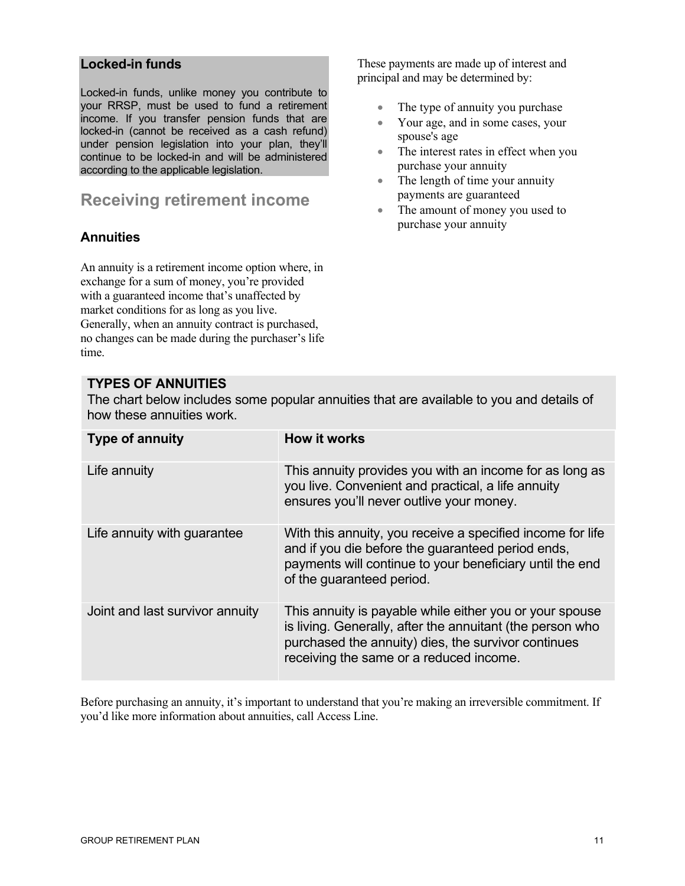### Locked-in funds

Locked-in funds, unlike money you contribute to your RRSP, must be used to fund a retirement income. If you transfer pension funds that are locked-in (cannot be received as a cash refund) under pension legislation into your plan, they'll continue to be locked-in and will be administered according to the applicable legislation.

## Receiving retirement income

### Annuities

An annuity is a retirement income option where, in exchange for a sum of money, you're provided with a guaranteed income that's unaffected by market conditions for as long as you live. Generally, when an annuity contract is purchased, no changes can be made during the purchaser's life time.

These payments are made up of interest and principal and may be determined by:

- The type of annuity you purchase
- Your age, and in some cases, your spouse's age
- The interest rates in effect when you purchase your annuity
- The length of time your annuity payments are guaranteed
- The amount of money you used to purchase your annuity

**TYPES OF ANNUITIES**

The chart below includes some popular annuities that are available to you and details of how these annuities work.

| Type of annuity | How it works |
|---|---|
| Life annuity | This annuity provides you with an income for as long as you live. Convenient and practical, a life annuity ensures you'll never outlive your money. |
| Life annuity with guarantee | With this annuity, you receive a specified income for life and if you die before the guaranteed period ends, payments will continue to your beneficiary until the end of the guaranteed period. |
| Joint and last survivor annuity | This annuity is payable while either you or your spouse is living. Generally, after the annuitant (the person who purchased the annuity) dies, the survivor continues receiving the same or a reduced income. |

Before purchasing an annuity, it's important to understand that you're making an irreversible commitment. If you'd like more information about annuities, call Access Line.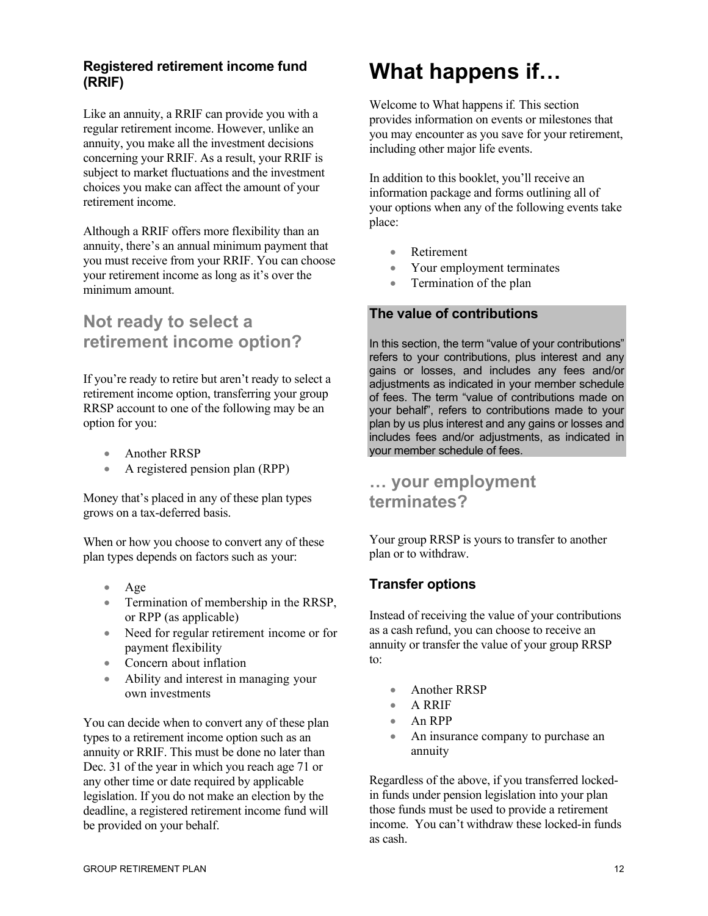### Registered retirement income fund (RRIF)

Like an annuity, a RRIF can provide you with a regular retirement income. However, unlike an annuity, you make all the investment decisions concerning your RRIF. As a result, your RRIF is subject to market fluctuations and the investment choices you make can affect the amount of your retirement income.

Although a RRIF offers more flexibility than an annuity, there's an annual minimum payment that you must receive from your RRIF. You can choose your retirement income as long as it's over the minimum amount.

## Not ready to select a retirement income option?

If you're ready to retire but aren't ready to select a retirement income option, transferring your group RRSP account to one of the following may be an option for you:

- Another RRSP
- A registered pension plan (RPP)

Money that's placed in any of these plan types grows on a tax-deferred basis.

When or how you choose to convert any of these plan types depends on factors such as your:

- Age
- Termination of membership in the RRSP, or RPP (as applicable)
- Need for regular retirement income or for payment flexibility
- Concern about inflation
- Ability and interest in managing your own investments

You can decide when to convert any of these plan types to a retirement income option such as an annuity or RRIF. This must be done no later than Dec. 31 of the year in which you reach age 71 or any other time or date required by applicable legislation. If you do not make an election by the deadline, a registered retirement income fund will be provided on your behalf.

# What happens if…

Welcome to What happens if. This section provides information on events or milestones that you may encounter as you save for your retirement, including other major life events.

In addition to this booklet, you'll receive an information package and forms outlining all of your options when any of the following events take place:

- Retirement
- Your employment terminates
- Termination of the plan

### The value of contributions

In this section, the term "value of your contributions" refers to your contributions, plus interest and any gains or losses, and includes any fees and/or adjustments as indicated in your member schedule of fees. The term "value of contributions made on your behalf", refers to contributions made to your plan by us plus interest and any gains or losses and includes fees and/or adjustments, as indicated in your member schedule of fees.

## … your employment terminates?

Your group RRSP is yours to transfer to another plan or to withdraw.

### Transfer options

Instead of receiving the value of your contributions as a cash refund, you can choose to receive an annuity or transfer the value of your group RRSP to:

- Another RRSP
- A RRIF
- An RPP
- An insurance company to purchase an annuity

Regardless of the above, if you transferred locked-in funds under pension legislation into your plan those funds must be used to provide a retirement income. You can't withdraw these locked-in funds as cash.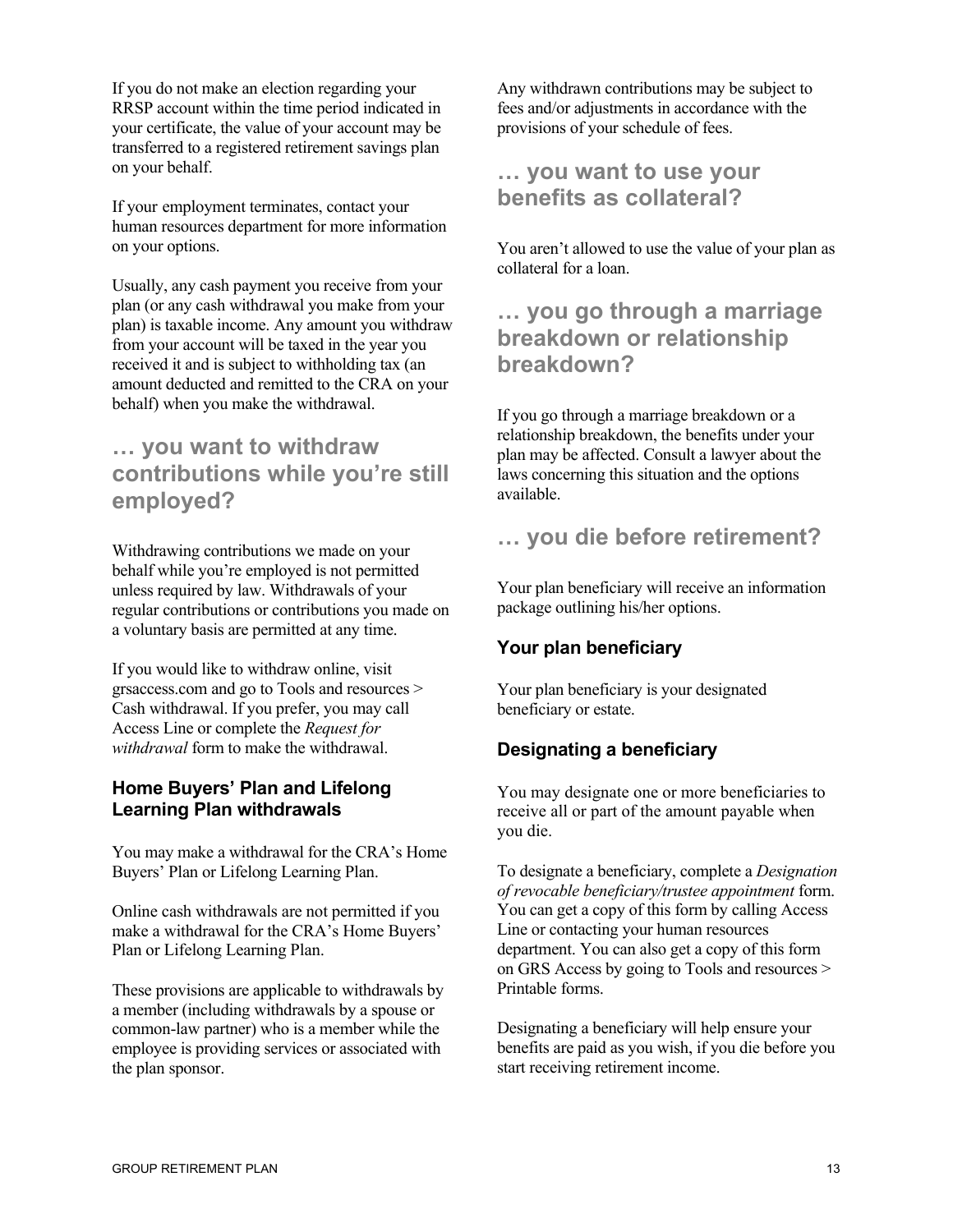If you do not make an election regarding your RRSP account within the time period indicated in your certificate, the value of your account may be transferred to a registered retirement savings plan on your behalf.

If your employment terminates, contact your human resources department for more information on your options.

Usually, any cash payment you receive from your plan (or any cash withdrawal you make from your plan) is taxable income. Any amount you withdraw from your account will be taxed in the year you received it and is subject to withholding tax (an amount deducted and remitted to the CRA on your behalf) when you make the withdrawal.

## … you want to withdraw contributions while you're still employed?

Withdrawing contributions we made on your behalf while you're employed is not permitted unless required by law. Withdrawals of your regular contributions or contributions you made on a voluntary basis are permitted at any time.

If you would like to withdraw online, visit grsaccess.com and go to Tools and resources > Cash withdrawal. If you prefer, you may call Access Line or complete the *Request for withdrawal* form to make the withdrawal.

### Home Buyers' Plan and Lifelong Learning Plan withdrawals

You may make a withdrawal for the CRA's Home Buyers' Plan or Lifelong Learning Plan.

Online cash withdrawals are not permitted if you make a withdrawal for the CRA's Home Buyers' Plan or Lifelong Learning Plan.

These provisions are applicable to withdrawals by a member (including withdrawals by a spouse or common-law partner) who is a member while the employee is providing services or associated with the plan sponsor.

Any withdrawn contributions may be subject to fees and/or adjustments in accordance with the provisions of your schedule of fees.

## … you want to use your benefits as collateral?

You aren't allowed to use the value of your plan as collateral for a loan.

## … you go through a marriage breakdown or relationship breakdown?

If you go through a marriage breakdown or a relationship breakdown, the benefits under your plan may be affected. Consult a lawyer about the laws concerning this situation and the options available.

## … you die before retirement?

Your plan beneficiary will receive an information package outlining his/her options.

### Your plan beneficiary

Your plan beneficiary is your designated beneficiary or estate.

### Designating a beneficiary

You may designate one or more beneficiaries to receive all or part of the amount payable when you die.

To designate a beneficiary, complete a *Designation of revocable beneficiary/trustee appointment* form. You can get a copy of this form by calling Access Line or contacting your human resources department. You can also get a copy of this form on GRS Access by going to Tools and resources > Printable forms.

Designating a beneficiary will help ensure your benefits are paid as you wish, if you die before you start receiving retirement income.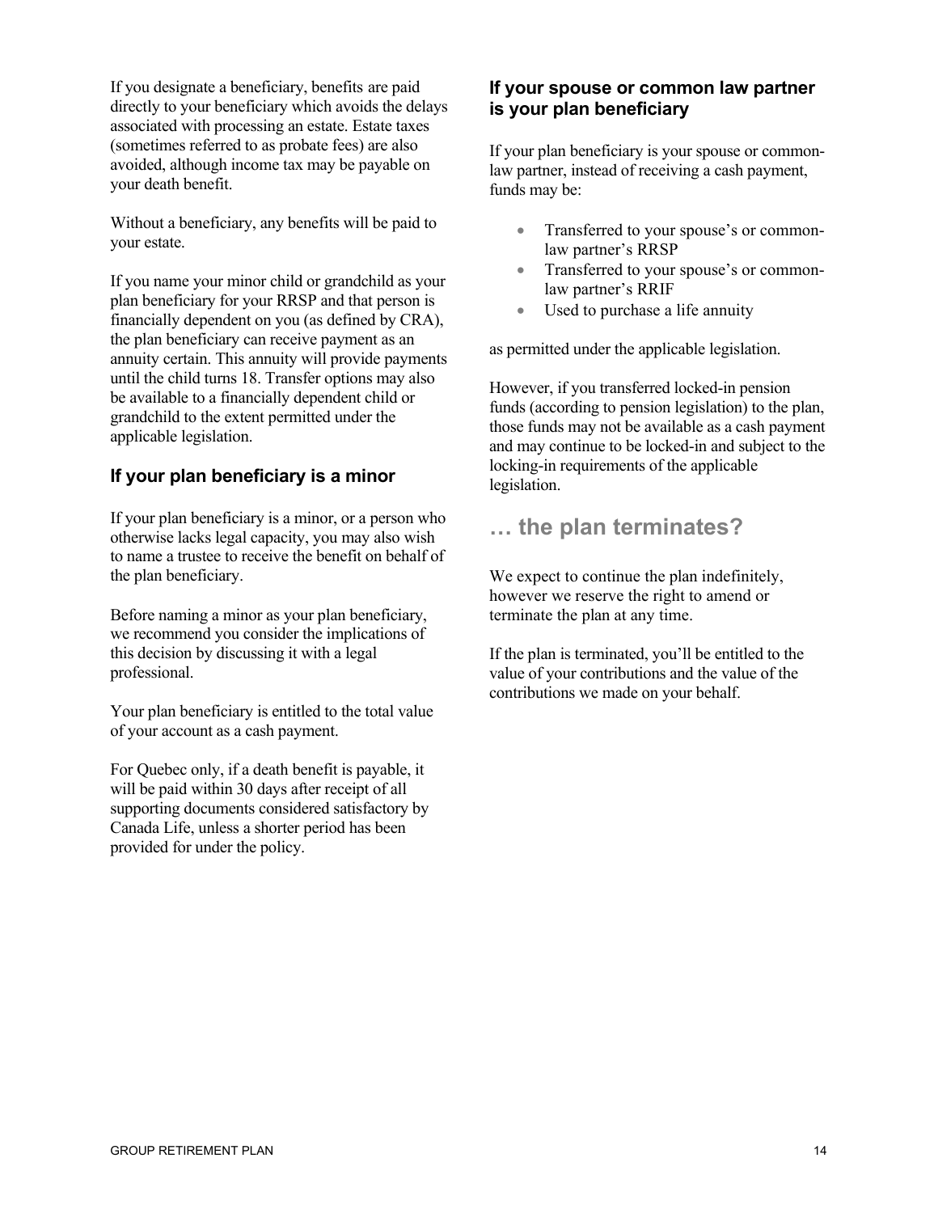If you designate a beneficiary, benefits are paid directly to your beneficiary which avoids the delays associated with processing an estate. Estate taxes (sometimes referred to as probate fees) are also avoided, although income tax may be payable on your death benefit.

Without a beneficiary, any benefits will be paid to your estate.

If you name your minor child or grandchild as your plan beneficiary for your RRSP and that person is financially dependent on you (as defined by CRA), the plan beneficiary can receive payment as an annuity certain. This annuity will provide payments until the child turns 18. Transfer options may also be available to a financially dependent child or grandchild to the extent permitted under the applicable legislation.

### If your plan beneficiary is a minor

If your plan beneficiary is a minor, or a person who otherwise lacks legal capacity, you may also wish to name a trustee to receive the benefit on behalf of the plan beneficiary.

Before naming a minor as your plan beneficiary, we recommend you consider the implications of this decision by discussing it with a legal professional.

Your plan beneficiary is entitled to the total value of your account as a cash payment.

For Quebec only, if a death benefit is payable, it will be paid within 30 days after receipt of all supporting documents considered satisfactory by Canada Life, unless a shorter period has been provided for under the policy.

### If your spouse or common law partner is your plan beneficiary

If your plan beneficiary is your spouse or common-law partner, instead of receiving a cash payment, funds may be:

- Transferred to your spouse's or common-law partner's RRSP
- Transferred to your spouse's or common-law partner's RRIF
- Used to purchase a life annuity

as permitted under the applicable legislation.

However, if you transferred locked-in pension funds (according to pension legislation) to the plan, those funds may not be available as a cash payment and may continue to be locked-in and subject to the locking-in requirements of the applicable legislation.

## … the plan terminates?

We expect to continue the plan indefinitely, however we reserve the right to amend or terminate the plan at any time.

If the plan is terminated, you'll be entitled to the value of your contributions and the value of the contributions we made on your behalf.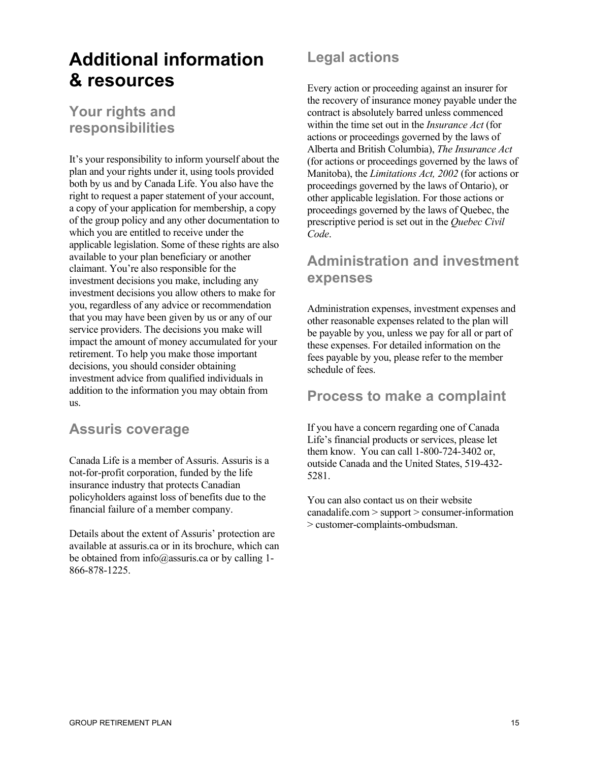# Additional information & resources

## Your rights and responsibilities

It's your responsibility to inform yourself about the plan and your rights under it, using tools provided both by us and by Canada Life. You also have the right to request a paper statement of your account, a copy of your application for membership, a copy of the group policy and any other documentation to which you are entitled to receive under the applicable legislation. Some of these rights are also available to your plan beneficiary or another claimant. You're also responsible for the investment decisions you make, including any investment decisions you allow others to make for you, regardless of any advice or recommendation that you may have been given by us or any of our service providers. The decisions you make will impact the amount of money accumulated for your retirement. To help you make those important decisions, you should consider obtaining investment advice from qualified individuals in addition to the information you may obtain from us.

## Assuris coverage

Canada Life is a member of Assuris. Assuris is a not-for-profit corporation, funded by the life insurance industry that protects Canadian policyholders against loss of benefits due to the financial failure of a member company.

Details about the extent of Assuris' protection are available at assuris.ca or in its brochure, which can be obtained from info@assuris.ca or by calling 1-866-878-1225.

## Legal actions

Every action or proceeding against an insurer for the recovery of insurance money payable under the contract is absolutely barred unless commenced within the time set out in the *Insurance Act* (for actions or proceedings governed by the laws of Alberta and British Columbia), *The Insurance Act* (for actions or proceedings governed by the laws of Manitoba), the *Limitations Act, 2002* (for actions or proceedings governed by the laws of Ontario), or other applicable legislation. For those actions or proceedings governed by the laws of Quebec, the prescriptive period is set out in the *Quebec Civil Code*.

## Administration and investment expenses

Administration expenses, investment expenses and other reasonable expenses related to the plan will be payable by you, unless we pay for all or part of these expenses. For detailed information on the fees payable by you, please refer to the member schedule of fees.

## Process to make a complaint

If you have a concern regarding one of Canada Life's financial products or services, please let them know. You can call 1-800-724-3402 or, outside Canada and the United States, 519-432-5281.

You can also contact us on their website canadalife.com > support > consumer-information > customer-complaints-ombudsman.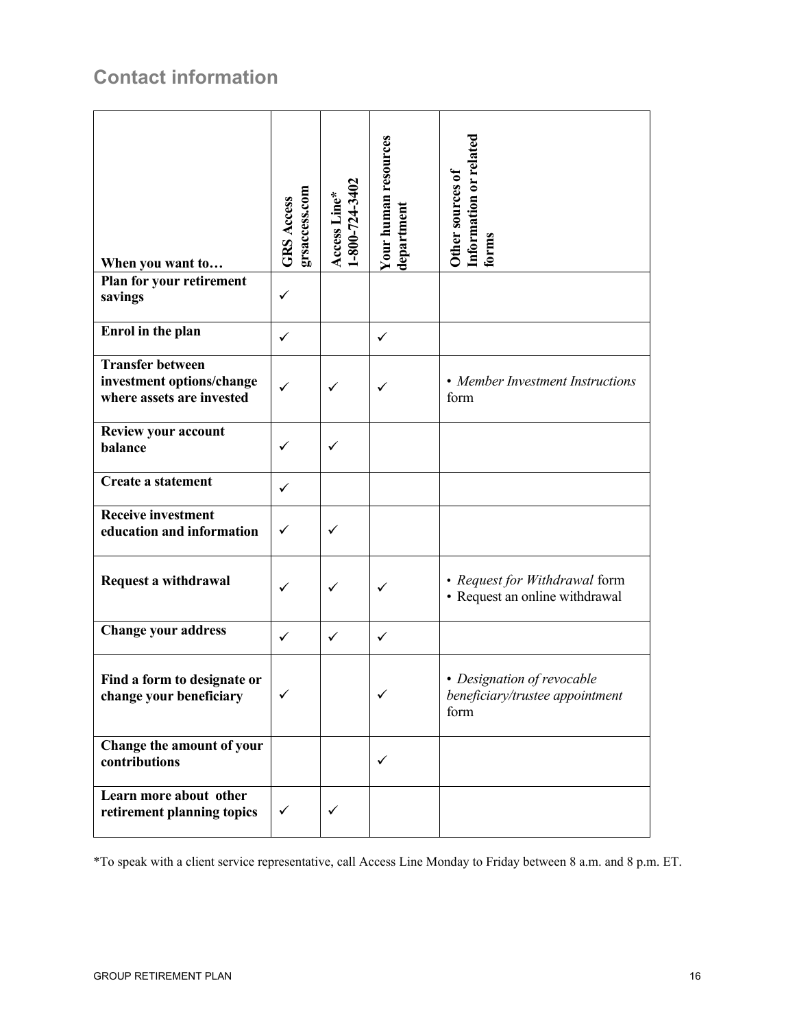## Contact information

| When you want to… | GRS Access grsaccess.com | Access Line* 1-800-724-3402 | Your human resources department | Other sources of Information or related forms |
|---|---|---|---|---|
| **Plan for your retirement savings** | ✓ | | | |
| **Enrol in the plan** | ✓ | | ✓ | |
| **Transfer between investment options/change where assets are invested** | ✓ | ✓ | ✓ | • *Member Investment Instructions* form |
| **Review your account balance** | ✓ | ✓ | | |
| **Create a statement** | ✓ | | | |
| **Receive investment education and information** | ✓ | ✓ | | |
| **Request a withdrawal** | ✓ | ✓ | ✓ | • *Request for Withdrawal* form<br>• Request an online withdrawal |
| **Change your address** | ✓ | ✓ | ✓ | |
| **Find a form to designate or change your beneficiary** | ✓ | | ✓ | • *Designation of revocable beneficiary/trustee appointment* form |
| **Change the amount of your contributions** | | | ✓ | |
| **Learn more about other retirement planning topics** | ✓ | ✓ | | |

*To speak with a client service representative, call Access Line Monday to Friday between 8 a.m. and 8 p.m. ET.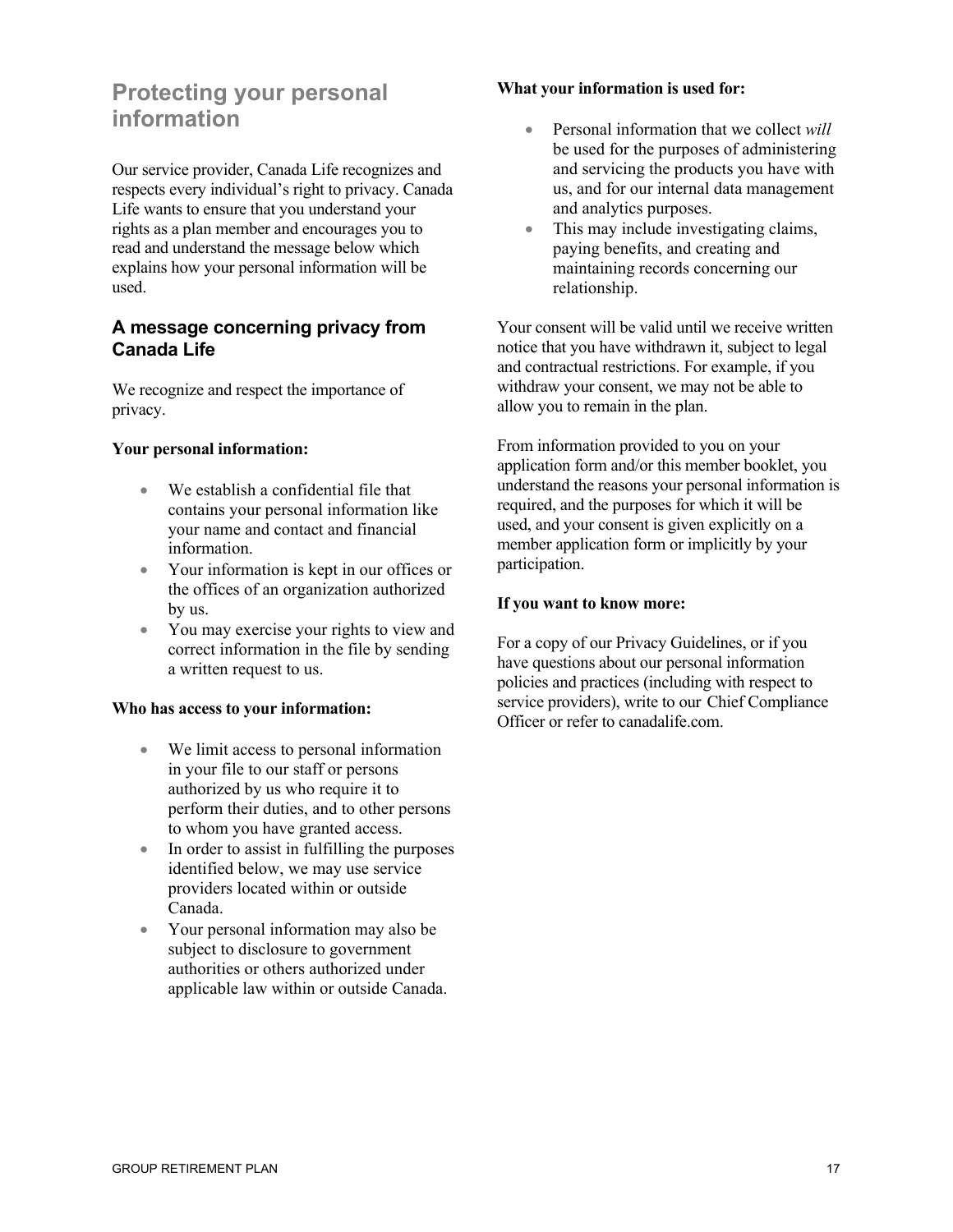# Protecting your personal information

Our service provider, Canada Life recognizes and respects every individual's right to privacy. Canada Life wants to ensure that you understand your rights as a plan member and encourages you to read and understand the message below which explains how your personal information will be used.

## A message concerning privacy from Canada Life

We recognize and respect the importance of privacy.

**Your personal information:**

- We establish a confidential file that contains your personal information like your name and contact and financial information.
- Your information is kept in our offices or the offices of an organization authorized by us.
- You may exercise your rights to view and correct information in the file by sending a written request to us.

**Who has access to your information:**

- We limit access to personal information in your file to our staff or persons authorized by us who require it to perform their duties, and to other persons to whom you have granted access.
- In order to assist in fulfilling the purposes identified below, we may use service providers located within or outside Canada.
- Your personal information may also be subject to disclosure to government authorities or others authorized under applicable law within or outside Canada.

**What your information is used for:**

- Personal information that we collect *will* be used for the purposes of administering and servicing the products you have with us, and for our internal data management and analytics purposes.
- This may include investigating claims, paying benefits, and creating and maintaining records concerning our relationship.

Your consent will be valid until we receive written notice that you have withdrawn it, subject to legal and contractual restrictions. For example, if you withdraw your consent, we may not be able to allow you to remain in the plan.

From information provided to you on your application form and/or this member booklet, you understand the reasons your personal information is required, and the purposes for which it will be used, and your consent is given explicitly on a member application form or implicitly by your participation.

**If you want to know more:**

For a copy of our Privacy Guidelines, or if you have questions about our personal information policies and practices (including with respect to service providers), write to our Chief Compliance Officer or refer to canadalife.com.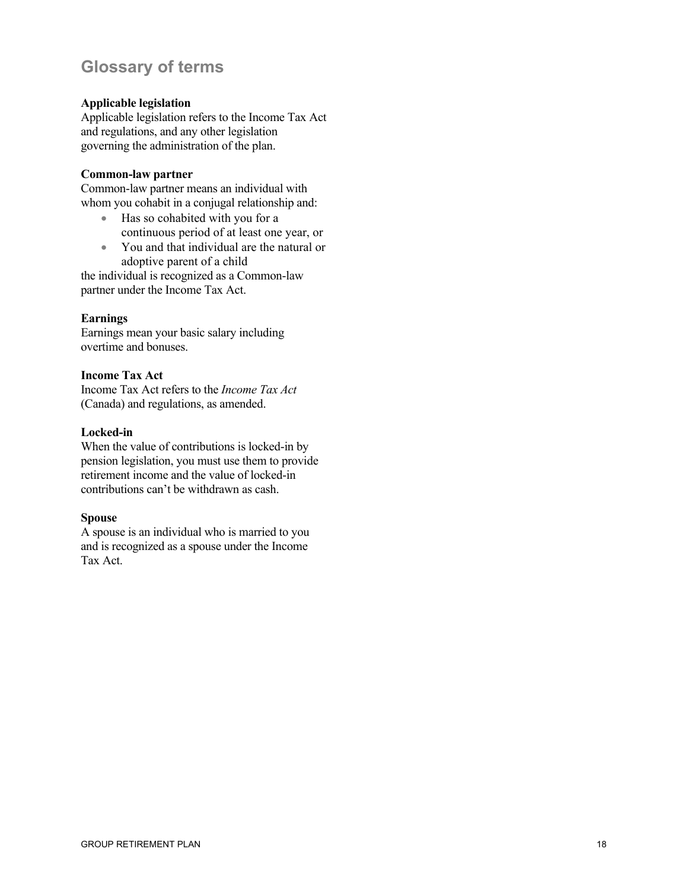## Glossary of terms

**Applicable legislation**
Applicable legislation refers to the Income Tax Act and regulations, and any other legislation governing the administration of the plan.

**Common-law partner**
Common-law partner means an individual with whom you cohabit in a conjugal relationship and:

- Has so cohabited with you for a continuous period of at least one year, or
- You and that individual are the natural or adoptive parent of a child

the individual is recognized as a Common-law partner under the Income Tax Act.

**Earnings**
Earnings mean your basic salary including overtime and bonuses.

**Income Tax Act**
Income Tax Act refers to the *Income Tax Act* (Canada) and regulations, as amended.

**Locked-in**
When the value of contributions is locked-in by pension legislation, you must use them to provide retirement income and the value of locked-in contributions can’t be withdrawn as cash.

**Spouse**
A spouse is an individual who is married to you and is recognized as a spouse under the Income Tax Act.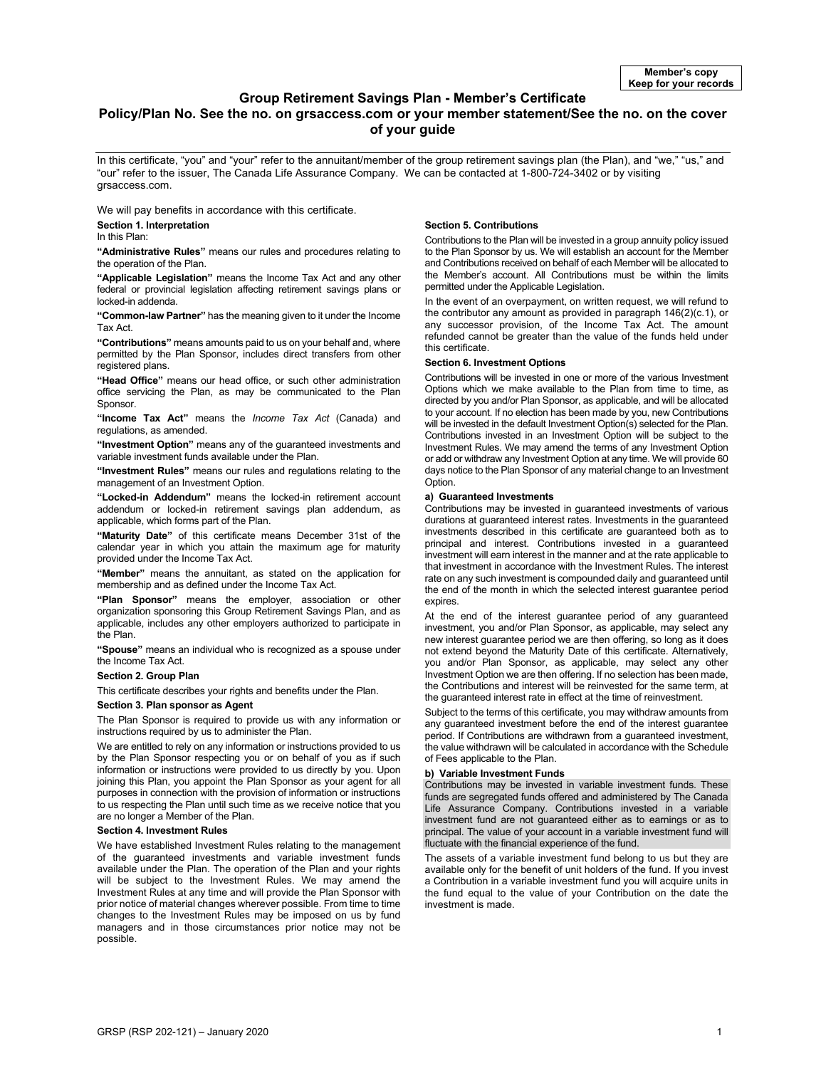Member's copy
Keep for your records

# Group Retirement Savings Plan - Member's Certificate

## Policy/Plan No. See the no. on grsaccess.com or your member statement/See the no. on the cover of your guide

In this certificate, "you" and "your" refer to the annuitant/member of the group retirement savings plan (the Plan), and "we," "us," and "our" refer to the issuer, The Canada Life Assurance Company. We can be contacted at 1-800-724-3402 or by visiting grsaccess.com.

We will pay benefits in accordance with this certificate.

**Section 1. Interpretation**

In this Plan:

**"Administrative Rules"** means our rules and procedures relating to the operation of the Plan.

**"Applicable Legislation"** means the Income Tax Act and any other federal or provincial legislation affecting retirement savings plans or locked-in addenda.

**"Common-law Partner"** has the meaning given to it under the Income Tax Act.

**"Contributions"** means amounts paid to us on your behalf and, where permitted by the Plan Sponsor, includes direct transfers from other registered plans.

**"Head Office"** means our head office, or such other administration office servicing the Plan, as may be communicated to the Plan Sponsor.

**"Income Tax Act"** means the *Income Tax Act* (Canada) and regulations, as amended.

**"Investment Option"** means any of the guaranteed investments and variable investment funds available under the Plan.

**"Investment Rules"** means our rules and regulations relating to the management of an Investment Option.

**"Locked-in Addendum"** means the locked-in retirement account addendum or locked-in retirement savings plan addendum, as applicable, which forms part of the Plan.

**"Maturity Date"** of this certificate means December 31st of the calendar year in which you attain the maximum age for maturity provided under the Income Tax Act.

**"Member"** means the annuitant, as stated on the application for membership and as defined under the Income Tax Act.

**"Plan Sponsor"** means the employer, association or other organization sponsoring this Group Retirement Savings Plan, and as applicable, includes any other employers authorized to participate in the Plan.

**"Spouse"** means an individual who is recognized as a spouse under the Income Tax Act.

**Section 2. Group Plan**

This certificate describes your rights and benefits under the Plan.

**Section 3. Plan sponsor as Agent**

The Plan Sponsor is required to provide us with any information or instructions required by us to administer the Plan.

We are entitled to rely on any information or instructions provided to us by the Plan Sponsor respecting you or on behalf of you as if such information or instructions were provided to us directly by you. Upon joining this Plan, you appoint the Plan Sponsor as your agent for all purposes in connection with the provision of information or instructions to us respecting the Plan until such time as we receive notice that you are no longer a Member of the Plan.

**Section 4. Investment Rules**

We have established Investment Rules relating to the management of the guaranteed investments and variable investment funds available under the Plan. The operation of the Plan and your rights will be subject to the Investment Rules. We may amend the Investment Rules at any time and will provide the Plan Sponsor with prior notice of material changes wherever possible. From time to time changes to the Investment Rules may be imposed on us by fund managers and in those circumstances prior notice may not be possible.

**Section 5. Contributions**

Contributions to the Plan will be invested in a group annuity policy issued to the Plan Sponsor by us. We will establish an account for the Member and Contributions received on behalf of each Member will be allocated to the Member's account. All Contributions must be within the limits permitted under the Applicable Legislation.

In the event of an overpayment, on written request, we will refund to the contributor any amount as provided in paragraph 146(2)(c.1), or any successor provision, of the Income Tax Act. The amount refunded cannot be greater than the value of the funds held under this certificate.

**Section 6. Investment Options**

Contributions will be invested in one or more of the various Investment Options which we make available to the Plan from time to time, as directed by you and/or Plan Sponsor, as applicable, and will be allocated to your account. If no election has been made by you, new Contributions will be invested in the default Investment Option(s) selected for the Plan. Contributions invested in an Investment Option will be subject to the Investment Rules. We may amend the terms of any Investment Option or add or withdraw any Investment Option at any time. We will provide 60 days notice to the Plan Sponsor of any material change to an Investment Option.

**a) Guaranteed Investments**

Contributions may be invested in guaranteed investments of various durations at guaranteed interest rates. Investments in the guaranteed investments described in this certificate are guaranteed both as to principal and interest. Contributions invested in a guaranteed investment will earn interest in the manner and at the rate applicable to that investment in accordance with the Investment Rules. The interest rate on any such investment is compounded daily and guaranteed until the end of the month in which the selected interest guarantee period expires.

At the end of the interest guarantee period of any guaranteed investment, you and/or Plan Sponsor, as applicable, may select any new interest guarantee period we are then offering, so long as it does not extend beyond the Maturity Date of this certificate. Alternatively, you and/or Plan Sponsor, as applicable, may select any other Investment Option we are then offering. If no selection has been made, the Contributions and interest will be reinvested for the same term, at the guaranteed interest rate in effect at the time of reinvestment.

Subject to the terms of this certificate, you may withdraw amounts from any guaranteed investment before the end of the interest guarantee period. If Contributions are withdrawn from a guaranteed investment, the value withdrawn will be calculated in accordance with the Schedule of Fees applicable to the Plan.

**b) Variable Investment Funds**

Contributions may be invested in variable investment funds. These funds are segregated funds offered and administered by The Canada Life Assurance Company. Contributions invested in a variable investment fund are not guaranteed either as to earnings or as to principal. The value of your account in a variable investment fund will fluctuate with the financial experience of the fund.

The assets of a variable investment fund belong to us but they are available only for the benefit of unit holders of the fund. If you invest a Contribution in a variable investment fund you will acquire units in the fund equal to the value of your Contribution on the date the investment is made.

GRSP (RSP 202-121) – January 2020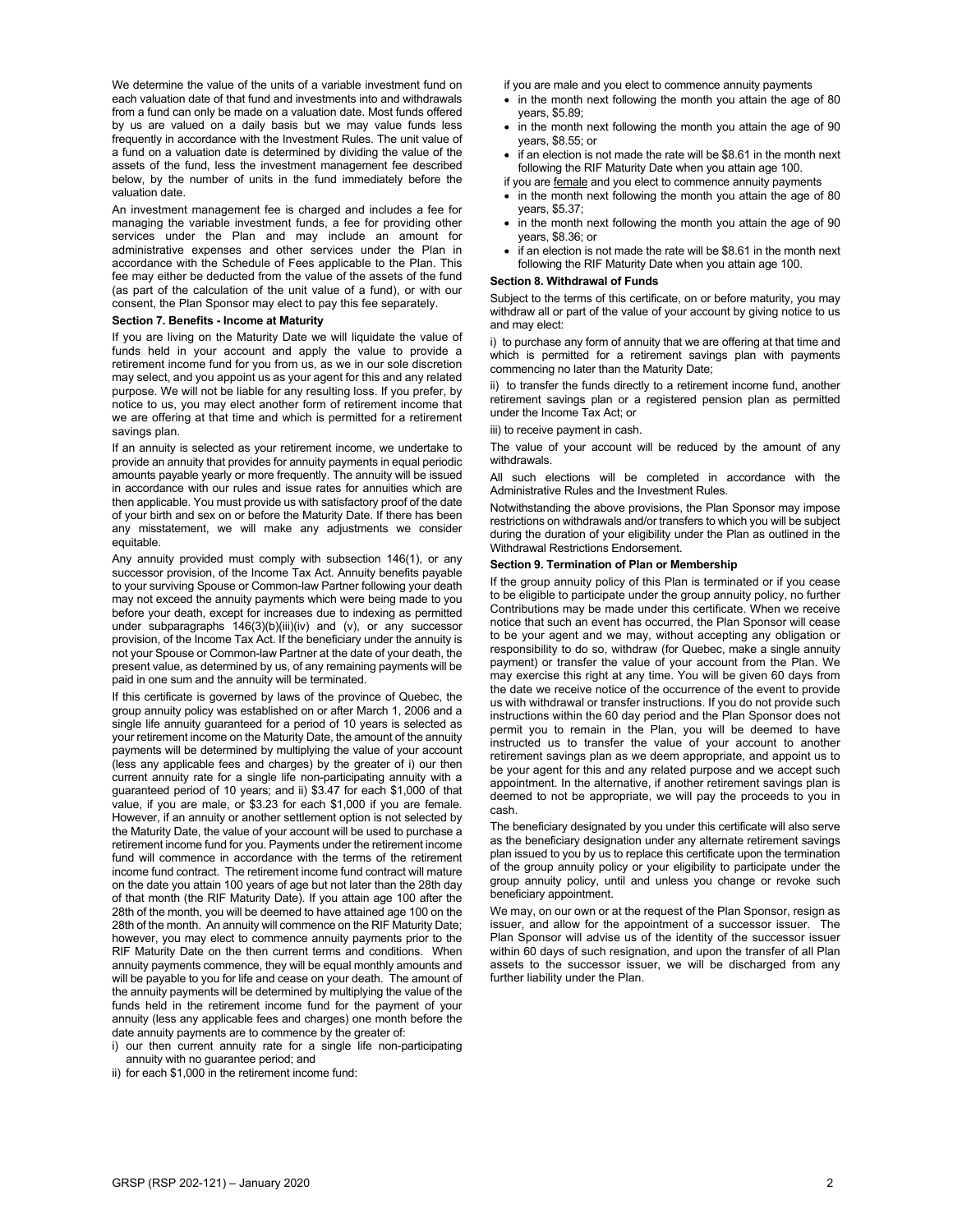We determine the value of the units of a variable investment fund on each valuation date of that fund and investments into and withdrawals from a fund can only be made on a valuation date. Most funds offered by us are valued on a daily basis but we may value funds less frequently in accordance with the Investment Rules. The unit value of a fund on a valuation date is determined by dividing the value of the assets of the fund, less the investment management fee described below, by the number of units in the fund immediately before the valuation date.

An investment management fee is charged and includes a fee for managing the variable investment funds, a fee for providing other services under the Plan and may include an amount for administrative expenses and other services under the Plan in accordance with the Schedule of Fees applicable to the Plan. This fee may either be deducted from the value of the assets of the fund (as part of the calculation of the unit value of a fund), or with our consent, the Plan Sponsor may elect to pay this fee separately.

**Section 7. Benefits - Income at Maturity**

If you are living on the Maturity Date we will liquidate the value of funds held in your account and apply the value to provide a retirement income fund for you from us, as we in our sole discretion may select, and you appoint us as your agent for this and any related purpose. We will not be liable for any resulting loss. If you prefer, by notice to us, you may elect another form of retirement income that we are offering at that time and which is permitted for a retirement savings plan.

If an annuity is selected as your retirement income, we undertake to provide an annuity that provides for annuity payments in equal periodic amounts payable yearly or more frequently. The annuity will be issued in accordance with our rules and issue rates for annuities which are then applicable. You must provide us with satisfactory proof of the date of your birth and sex on or before the Maturity Date. If there has been any misstatement, we will make any adjustments we consider equitable.

Any annuity provided must comply with subsection 146(1), or any successor provision, of the Income Tax Act. Annuity benefits payable to your surviving Spouse or Common-law Partner following your death may not exceed the annuity payments which were being made to you before your death, except for increases due to indexing as permitted under subparagraphs 146(3)(b)(iii)(iv) and (v), or any successor provision, of the Income Tax Act. If the beneficiary under the annuity is not your Spouse or Common-law Partner at the date of your death, the present value, as determined by us, of any remaining payments will be paid in one sum and the annuity will be terminated.

If this certificate is governed by laws of the province of Quebec, the group annuity policy was established on or after March 1, 2006 and a single life annuity guaranteed for a period of 10 years is selected as your retirement income on the Maturity Date, the amount of the annuity payments will be determined by multiplying the value of your account (less any applicable fees and charges) by the greater of i) our then current annuity rate for a single life non-participating annuity with a guaranteed period of 10 years; and ii) $3.47 for each $1,000 of that value, if you are male, or $3.23 for each $1,000 if you are female. However, if an annuity or another settlement option is not selected by the Maturity Date, the value of your account will be used to purchase a retirement income fund for you. Payments under the retirement income fund will commence in accordance with the terms of the retirement income fund contract. The retirement income fund contract will mature on the date you attain 100 years of age but not later than the 28th day of that month (the RIF Maturity Date). If you attain age 100 after the 28th of the month, you will be deemed to have attained age 100 on the 28th of the month. An annuity will commence on the RIF Maturity Date; however, you may elect to commence annuity payments prior to the RIF Maturity Date on the then current terms and conditions. When annuity payments commence, they will be equal monthly amounts and will be payable to you for life and cease on your death. The amount of the annuity payments will be determined by multiplying the value of the funds held in the retirement income fund for the payment of your annuity (less any applicable fees and charges) one month before the date annuity payments are to commence by the greater of:

i) our then current annuity rate for a single life non-participating annuity with no guarantee period; and

ii) for each $1,000 in the retirement income fund:

if you are male and you elect to commence annuity payments

- in the month next following the month you attain the age of 80 years, $5.89;
- in the month next following the month you attain the age of 90 years, $8.55; or
- if an election is not made the rate will be $8.61 in the month next following the RIF Maturity Date when you attain age 100.

if you are <u>female</u> and you elect to commence annuity payments

- in the month next following the month you attain the age of 80 years, $5.37;
- in the month next following the month you attain the age of 90 years, $8.36; or
- if an election is not made the rate will be $8.61 in the month next following the RIF Maturity Date when you attain age 100.

**Section 8. Withdrawal of Funds**

Subject to the terms of this certificate, on or before maturity, you may withdraw all or part of the value of your account by giving notice to us and may elect:

i) to purchase any form of annuity that we are offering at that time and which is permitted for a retirement savings plan with payments commencing no later than the Maturity Date;

ii) to transfer the funds directly to a retirement income fund, another retirement savings plan or a registered pension plan as permitted under the Income Tax Act; or

iii) to receive payment in cash.

The value of your account will be reduced by the amount of any withdrawals.

All such elections will be completed in accordance with the Administrative Rules and the Investment Rules.

Notwithstanding the above provisions, the Plan Sponsor may impose restrictions on withdrawals and/or transfers to which you will be subject during the duration of your eligibility under the Plan as outlined in the Withdrawal Restrictions Endorsement.

**Section 9. Termination of Plan or Membership**

If the group annuity policy of this Plan is terminated or if you cease to be eligible to participate under the group annuity policy, no further Contributions may be made under this certificate. When we receive notice that such an event has occurred, the Plan Sponsor will cease to be your agent and we may, without accepting any obligation or responsibility to do so, withdraw (for Quebec, make a single annuity payment) or transfer the value of your account from the Plan. We may exercise this right at any time. You will be given 60 days from the date we receive notice of the occurrence of the event to provide us with withdrawal or transfer instructions. If you do not provide such instructions within the 60 day period and the Plan Sponsor does not permit you to remain in the Plan, you will be deemed to have instructed us to transfer the value of your account to another retirement savings plan as we deem appropriate, and appoint us to be your agent for this and any related purpose and we accept such appointment. In the alternative, if another retirement savings plan is deemed to not be appropriate, we will pay the proceeds to you in cash.

The beneficiary designated by you under this certificate will also serve as the beneficiary designation under any alternate retirement savings plan issued to you by us to replace this certificate upon the termination of the group annuity policy or your eligibility to participate under the group annuity policy, until and unless you change or revoke such beneficiary appointment.

We may, on our own or at the request of the Plan Sponsor, resign as issuer, and allow for the appointment of a successor issuer. The Plan Sponsor will advise us of the identity of the successor issuer within 60 days of such resignation, and upon the transfer of all Plan assets to the successor issuer, we will be discharged from any further liability under the Plan.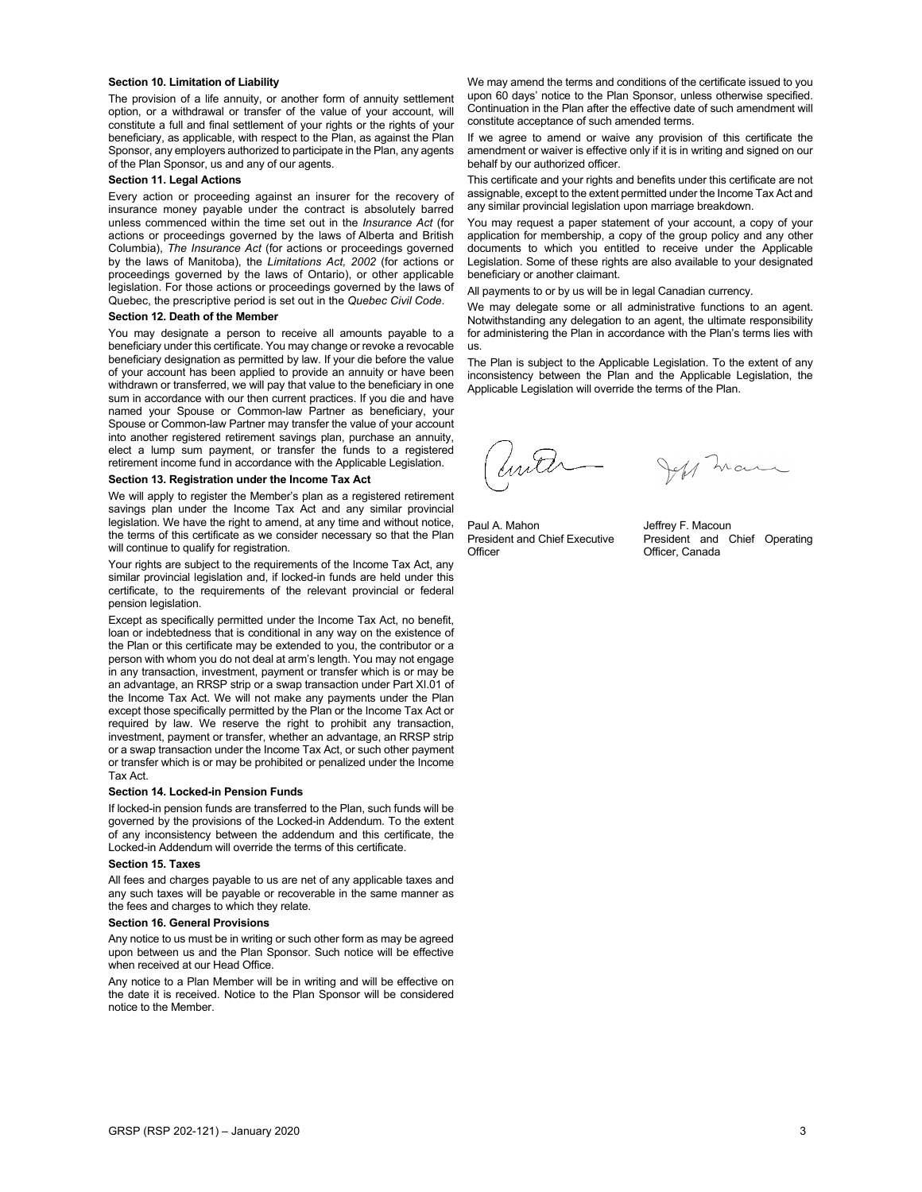**Section 10. Limitation of Liability**

The provision of a life annuity, or another form of annuity settlement option, or a withdrawal or transfer of the value of your account, will constitute a full and final settlement of your rights or the rights of your beneficiary, as applicable, with respect to the Plan, as against the Plan Sponsor, any employers authorized to participate in the Plan, any agents of the Plan Sponsor, us and any of our agents.

**Section 11. Legal Actions**

Every action or proceeding against an insurer for the recovery of insurance money payable under the contract is absolutely barred unless commenced within the time set out in the *Insurance Act* (for actions or proceedings governed by the laws of Alberta and British Columbia), *The Insurance Act* (for actions or proceedings governed by the laws of Manitoba), the *Limitations Act, 2002* (for actions or proceedings governed by the laws of Ontario), or other applicable legislation. For those actions or proceedings governed by the laws of Quebec, the prescriptive period is set out in the *Quebec Civil Code*.

**Section 12. Death of the Member**

You may designate a person to receive all amounts payable to a beneficiary under this certificate. You may change or revoke a revocable beneficiary designation as permitted by law. If your die before the value of your account has been applied to provide an annuity or have been withdrawn or transferred, we will pay that value to the beneficiary in one sum in accordance with our then current practices. If you die and have named your Spouse or Common-law Partner as beneficiary, your Spouse or Common-law Partner may transfer the value of your account into another registered retirement savings plan, purchase an annuity, elect a lump sum payment, or transfer the funds to a registered retirement income fund in accordance with the Applicable Legislation.

**Section 13. Registration under the Income Tax Act**

We will apply to register the Member's plan as a registered retirement savings plan under the Income Tax Act and any similar provincial legislation. We have the right to amend, at any time and without notice, the terms of this certificate as we consider necessary so that the Plan will continue to qualify for registration.

Your rights are subject to the requirements of the Income Tax Act, any similar provincial legislation and, if locked-in funds are held under this certificate, to the requirements of the relevant provincial or federal pension legislation.

Except as specifically permitted under the Income Tax Act, no benefit, loan or indebtedness that is conditional in any way on the existence of the Plan or this certificate may be extended to you, the contributor or a person with whom you do not deal at arm's length. You may not engage in any transaction, investment, payment or transfer which is or may be an advantage, an RRSP strip or a swap transaction under Part XI.01 of the Income Tax Act. We will not make any payments under the Plan except those specifically permitted by the Plan or the Income Tax Act or required by law. We reserve the right to prohibit any transaction, investment, payment or transfer, whether an advantage, an RRSP strip or a swap transaction under the Income Tax Act, or such other payment or transfer which is or may be prohibited or penalized under the Income Tax Act.

**Section 14. Locked-in Pension Funds**

If locked-in pension funds are transferred to the Plan, such funds will be governed by the provisions of the Locked-in Addendum. To the extent of any inconsistency between the addendum and this certificate, the Locked-in Addendum will override the terms of this certificate.

**Section 15. Taxes**

All fees and charges payable to us are net of any applicable taxes and any such taxes will be payable or recoverable in the same manner as the fees and charges to which they relate.

**Section 16. General Provisions**

Any notice to us must be in writing or such other form as may be agreed upon between us and the Plan Sponsor. Such notice will be effective when received at our Head Office.

Any notice to a Plan Member will be in writing and will be effective on the date it is received. Notice to the Plan Sponsor will be considered notice to the Member.

We may amend the terms and conditions of the certificate issued to you upon 60 days' notice to the Plan Sponsor, unless otherwise specified. Continuation in the Plan after the effective date of such amendment will constitute acceptance of such amended terms.

If we agree to amend or waive any provision of this certificate the amendment or waiver is effective only if it is in writing and signed on our behalf by our authorized officer.

This certificate and your rights and benefits under this certificate are not assignable, except to the extent permitted under the Income Tax Act and any similar provincial legislation upon marriage breakdown.

You may request a paper statement of your account, a copy of your application for membership, a copy of the group policy and any other documents to which you entitled to receive under the Applicable Legislation. Some of these rights are also available to your designated beneficiary or another claimant.

All payments to or by us will be in legal Canadian currency.

We may delegate some or all administrative functions to an agent. Notwithstanding any delegation to an agent, the ultimate responsibility for administering the Plan in accordance with the Plan's terms lies with us.

The Plan is subject to the Applicable Legislation. To the extent of any inconsistency between the Plan and the Applicable Legislation, the Applicable Legislation will override the terms of the Plan.

Paul A. Mahon
President and Chief Executive Officer

Jeffrey F. Macoun
President and Chief Operating Officer, Canada

GRSP (RSP 202-121) – January 2020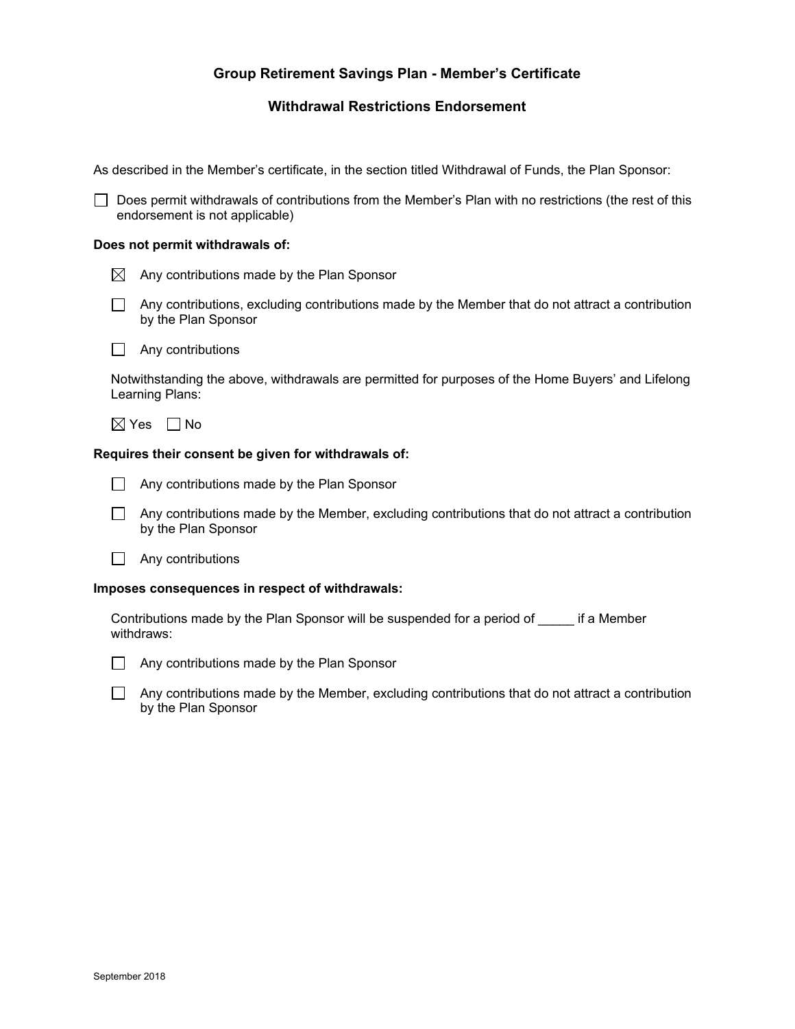## Group Retirement Savings Plan - Member's Certificate

## Withdrawal Restrictions Endorsement

As described in the Member's certificate, in the section titled Withdrawal of Funds, the Plan Sponsor:

- [ ] Does permit withdrawals of contributions from the Member's Plan with no restrictions (the rest of this endorsement is not applicable)

**Does not permit withdrawals of:**

- [x] Any contributions made by the Plan Sponsor
- [ ] Any contributions, excluding contributions made by the Member that do not attract a contribution by the Plan Sponsor
- [ ] Any contributions

Notwithstanding the above, withdrawals are permitted for purposes of the Home Buyers' and Lifelong Learning Plans:

- [x] Yes
- [ ] No

**Requires their consent be given for withdrawals of:**

- [ ] Any contributions made by the Plan Sponsor
- [ ] Any contributions made by the Member, excluding contributions that do not attract a contribution by the Plan Sponsor
- [ ] Any contributions

**Imposes consequences in respect of withdrawals:**

Contributions made by the Plan Sponsor will be suspended for a period of _____ if a Member withdraws:

- [ ] Any contributions made by the Plan Sponsor
- [ ] Any contributions made by the Member, excluding contributions that do not attract a contribution by the Plan Sponsor

September 2018